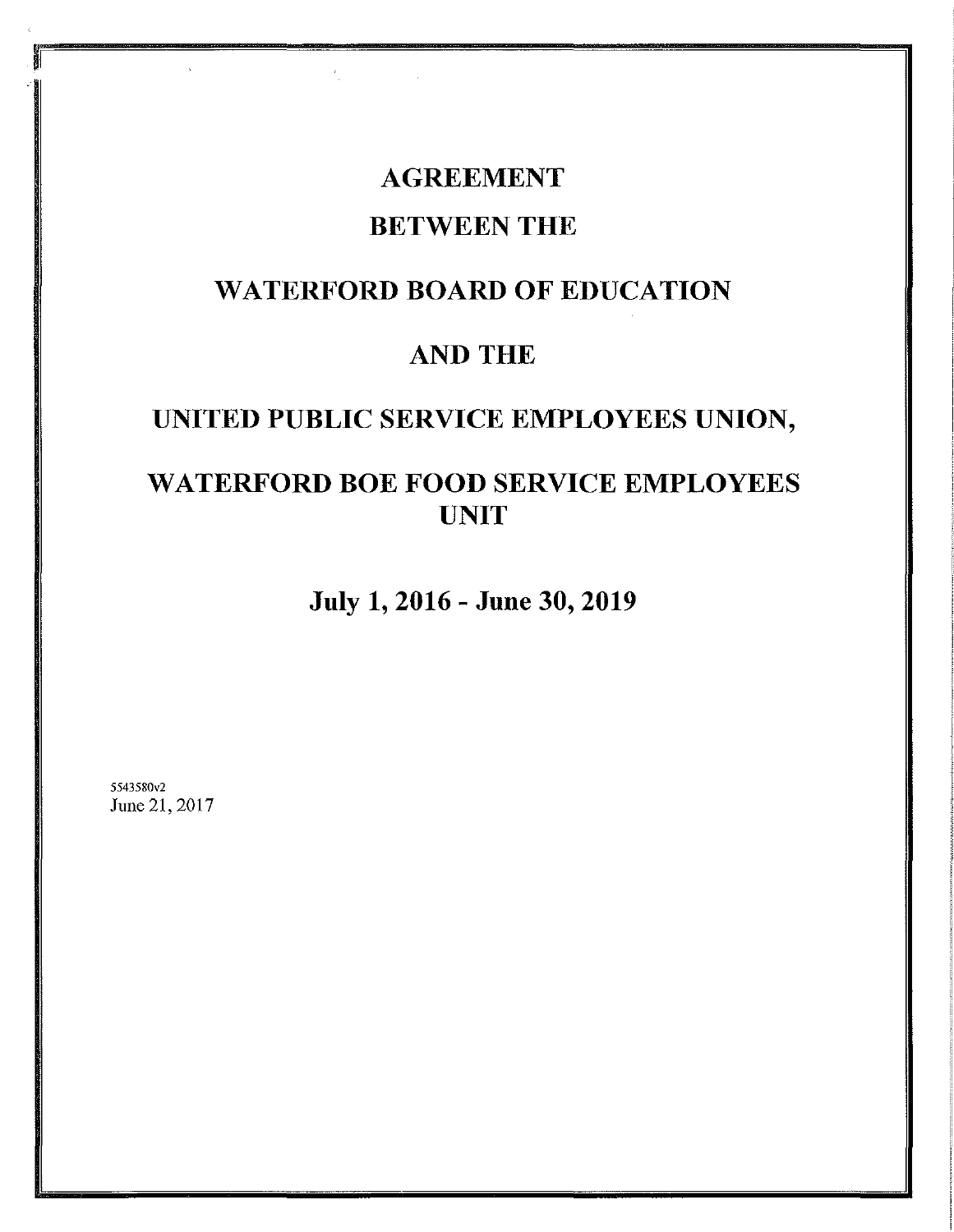# AGREEMENT

# BETWEEN THE

# WATERFORD BOARD OF EDUCATION

# AND THE

# UNITED PUBLIC SERVICE EMPLOYEES UNION,

# WATERFORD BOE FOOD SERVICE EMPLOYEES UNIT

## July 1, 2016 - June 30, 2019

5543580v2
June 21, 2017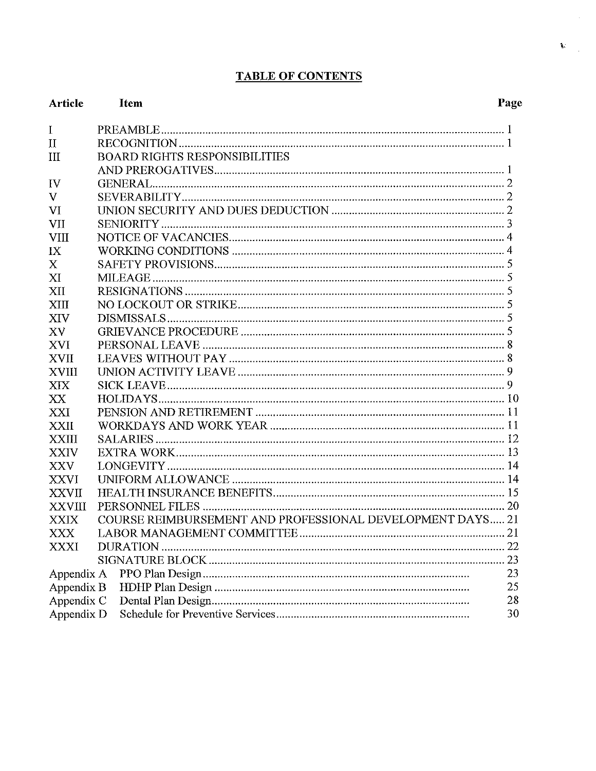# TABLE OF CONTENTS

| Article | Item | Page |
|---|---|---|
| I | PREAMBLE | 1 |
| II | RECOGNITION | 1 |
| III | BOARD RIGHTS RESPONSIBILITIES AND PREROGATIVES | 1 |
| IV | GENERAL | 2 |
| V | SEVERABILITY | 2 |
| VI | UNION SECURITY AND DUES DEDUCTION | 2 |
| VII | SENIORITY | 3 |
| VIII | NOTICE OF VACANCIES | 4 |
| IX | WORKING CONDITIONS | 4 |
| X | SAFETY PROVISIONS | 5 |
| XI | MILEAGE | 5 |
| XII | RESIGNATIONS | 5 |
| XIII | NO LOCKOUT OR STRIKE | 5 |
| XIV | DISMISSALS | 5 |
| XV | GRIEVANCE PROCEDURE | 5 |
| XVI | PERSONAL LEAVE | 8 |
| XVII | LEAVES WITHOUT PAY | 8 |
| XVIII | UNION ACTIVITY LEAVE | 9 |
| XIX | SICK LEAVE | 9 |
| XX | HOLIDAYS | 10 |
| XXI | PENSION AND RETIREMENT | 11 |
| XXII | WORKDAYS AND WORK YEAR | 11 |
| XXIII | SALARIES | 12 |
| XXIV | EXTRA WORK | 13 |
| XXV | LONGEVITY | 14 |
| XXVI | UNIFORM ALLOWANCE | 14 |
| XXVII | HEALTH INSURANCE BENEFITS | 15 |
| XXVIII | PERSONNEL FILES | 20 |
| XXIX | COURSE REIMBURSEMENT AND PROFESSIONAL DEVELOPMENT DAYS | 21 |
| XXX | LABOR MANAGEMENT COMMITTEE | 21 |
| XXXI | DURATION | 22 |
| | SIGNATURE BLOCK | 23 |
| Appendix A | PPO Plan Design | 23 |
| Appendix B | HDHP Plan Design | 25 |
| Appendix C | Dental Plan Design | 28 |
| Appendix D | Schedule for Preventive Services | 30 |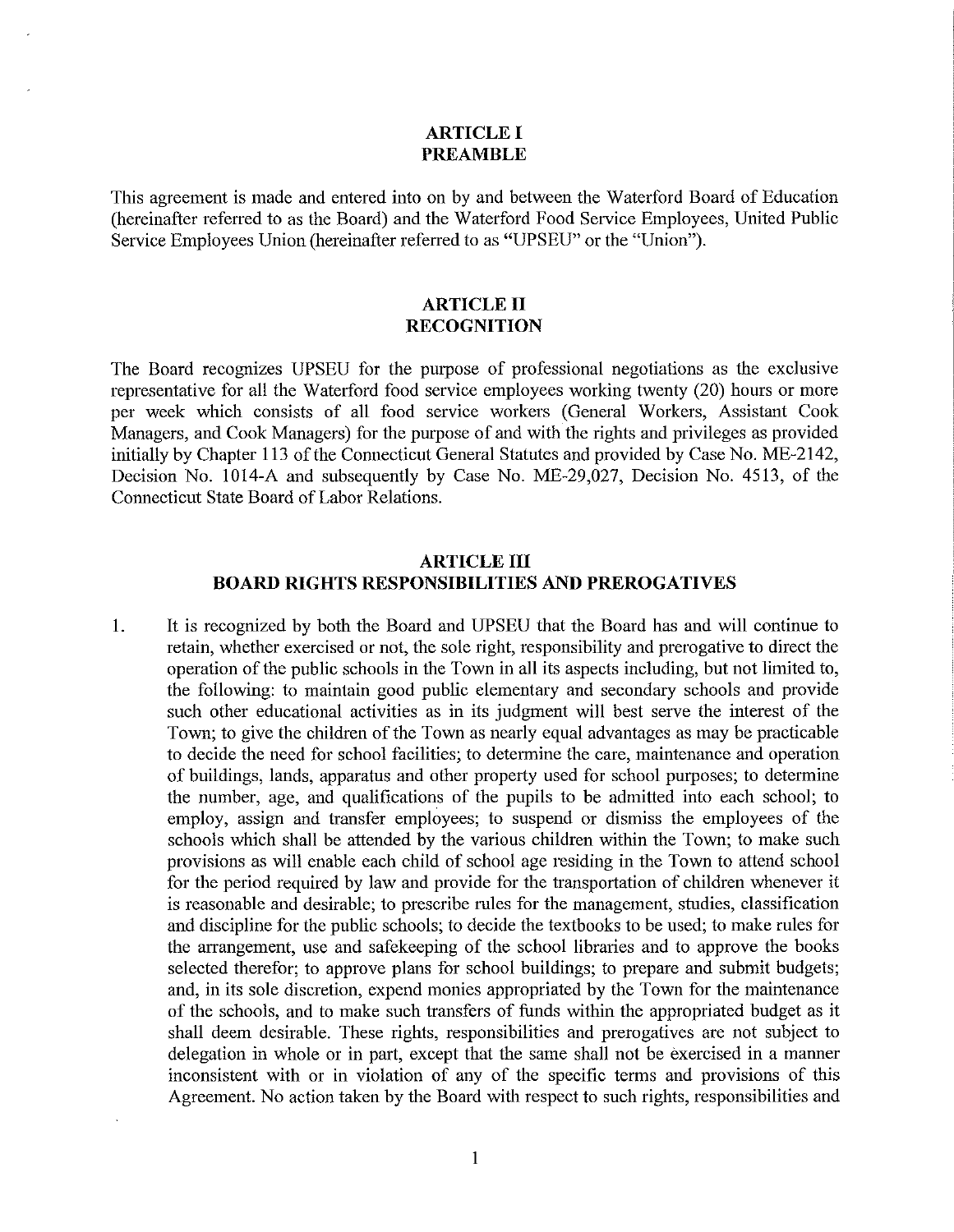## ARTICLE I
## PREAMBLE

This agreement is made and entered into on by and between the Waterford Board of Education (hereinafter referred to as the Board) and the Waterford Food Service Employees, United Public Service Employees Union (hereinafter referred to as "UPSEU" or the "Union").

## ARTICLE II
## RECOGNITION

The Board recognizes UPSEU for the purpose of professional negotiations as the exclusive representative for all the Waterford food service employees working twenty (20) hours or more per week which consists of all food service workers (General Workers, Assistant Cook Managers, and Cook Managers) for the purpose of and with the rights and privileges as provided initially by Chapter 113 of the Connecticut General Statutes and provided by Case No. ME-2142, Decision No. 1014-A and subsequently by Case No. ME-29,027, Decision No. 4513, of the Connecticut State Board of Labor Relations.

## ARTICLE III
## BOARD RIGHTS RESPONSIBILITIES AND PREROGATIVES

1. It is recognized by both the Board and UPSEU that the Board has and will continue to retain, whether exercised or not, the sole right, responsibility and prerogative to direct the operation of the public schools in the Town in all its aspects including, but not limited to, the following: to maintain good public elementary and secondary schools and provide such other educational activities as in its judgment will best serve the interest of the Town; to give the children of the Town as nearly equal advantages as may be practicable to decide the need for school facilities; to determine the care, maintenance and operation of buildings, lands, apparatus and other property used for school purposes; to determine the number, age, and qualifications of the pupils to be admitted into each school; to employ, assign and transfer employees; to suspend or dismiss the employees of the schools which shall be attended by the various children within the Town; to make such provisions as will enable each child of school age residing in the Town to attend school for the period required by law and provide for the transportation of children whenever it is reasonable and desirable; to prescribe rules for the management, studies, classification and discipline for the public schools; to decide the textbooks to be used; to make rules for the arrangement, use and safekeeping of the school libraries and to approve the books selected therefor; to approve plans for school buildings; to prepare and submit budgets; and, in its sole discretion, expend monies appropriated by the Town for the maintenance of the schools, and to make such transfers of funds within the appropriated budget as it shall deem desirable. These rights, responsibilities and prerogatives are not subject to delegation in whole or in part, except that the same shall not be exercised in a manner inconsistent with or in violation of any of the specific terms and provisions of this Agreement. No action taken by the Board with respect to such rights, responsibilities and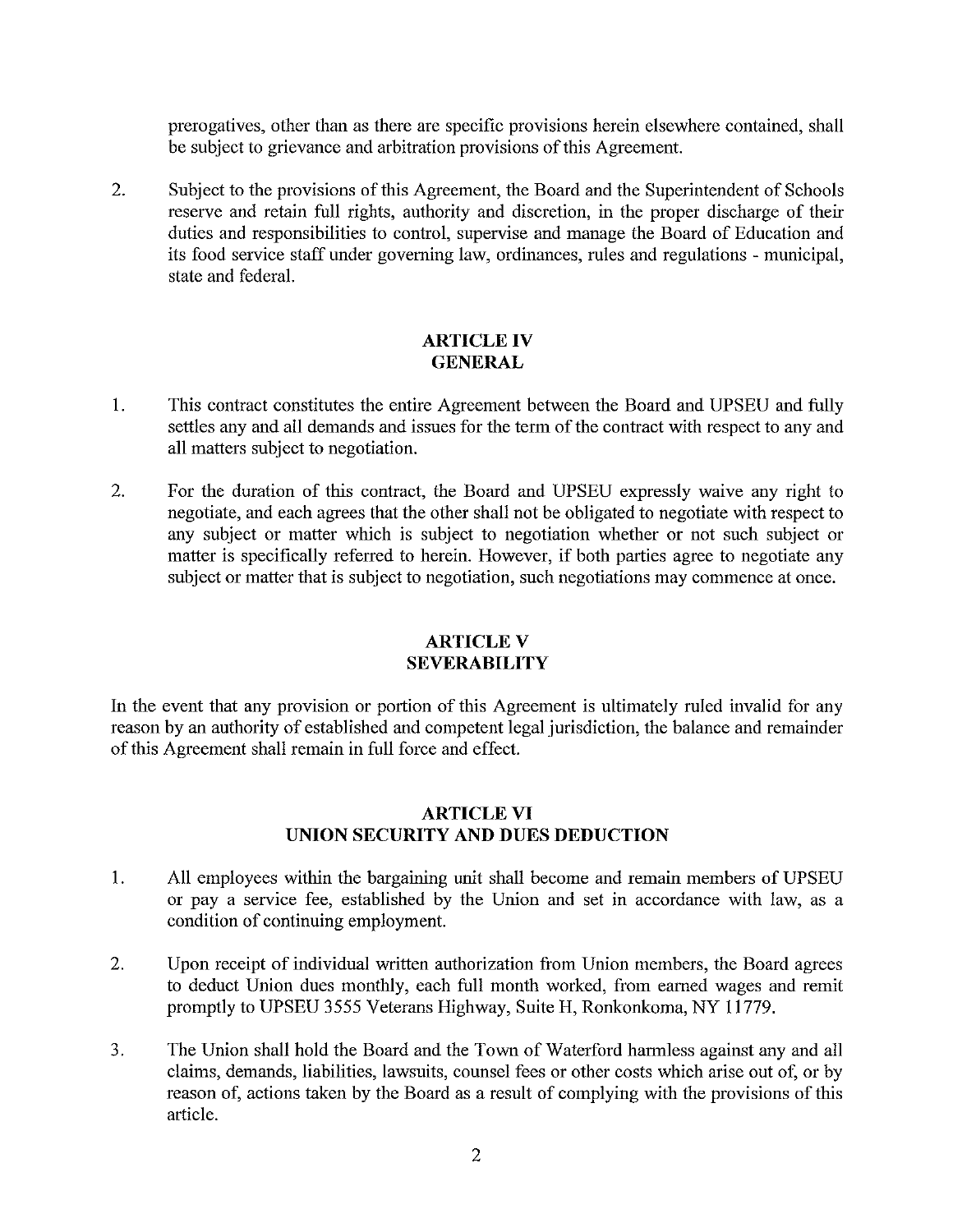prerogatives, other than as there are specific provisions herein elsewhere contained, shall be subject to grievance and arbitration provisions of this Agreement.

2. Subject to the provisions of this Agreement, the Board and the Superintendent of Schools reserve and retain full rights, authority and discretion, in the proper discharge of their duties and responsibilities to control, supervise and manage the Board of Education and its food service staff under governing law, ordinances, rules and regulations - municipal, state and federal.

## ARTICLE IV
## GENERAL

1. This contract constitutes the entire Agreement between the Board and UPSEU and fully settles any and all demands and issues for the term of the contract with respect to any and all matters subject to negotiation.

2. For the duration of this contract, the Board and UPSEU expressly waive any right to negotiate, and each agrees that the other shall not be obligated to negotiate with respect to any subject or matter which is subject to negotiation whether or not such subject or matter is specifically referred to herein. However, if both parties agree to negotiate any subject or matter that is subject to negotiation, such negotiations may commence at once.

## ARTICLE V
## SEVERABILITY

In the event that any provision or portion of this Agreement is ultimately ruled invalid for any reason by an authority of established and competent legal jurisdiction, the balance and remainder of this Agreement shall remain in full force and effect.

## ARTICLE VI
## UNION SECURITY AND DUES DEDUCTION

1. All employees within the bargaining unit shall become and remain members of UPSEU or pay a service fee, established by the Union and set in accordance with law, as a condition of continuing employment.

2. Upon receipt of individual written authorization from Union members, the Board agrees to deduct Union dues monthly, each full month worked, from earned wages and remit promptly to UPSEU 3555 Veterans Highway, Suite H, Ronkonkoma, NY 11779.

3. The Union shall hold the Board and the Town of Waterford harmless against any and all claims, demands, liabilities, lawsuits, counsel fees or other costs which arise out of, or by reason of, actions taken by the Board as a result of complying with the provisions of this article.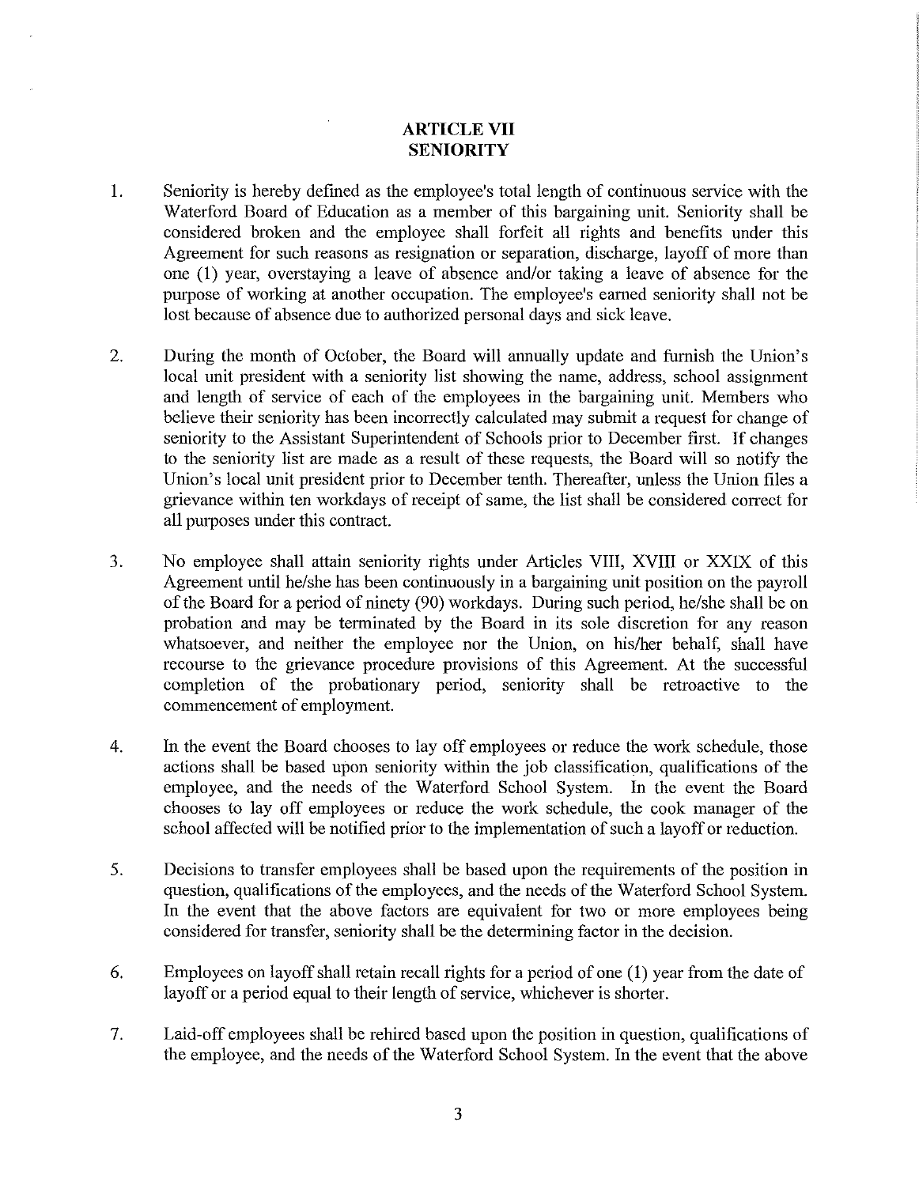# ARTICLE VII
# SENIORITY

1. Seniority is hereby defined as the employee's total length of continuous service with the Waterford Board of Education as a member of this bargaining unit. Seniority shall be considered broken and the employee shall forfeit all rights and benefits under this Agreement for such reasons as resignation or separation, discharge, layoff of more than one (1) year, overstaying a leave of absence and/or taking a leave of absence for the purpose of working at another occupation. The employee's earned seniority shall not be lost because of absence due to authorized personal days and sick leave.

2. During the month of October, the Board will annually update and furnish the Union's local unit president with a seniority list showing the name, address, school assignment and length of service of each of the employees in the bargaining unit. Members who believe their seniority has been incorrectly calculated may submit a request for change of seniority to the Assistant Superintendent of Schools prior to December first. If changes to the seniority list are made as a result of these requests, the Board will so notify the Union's local unit president prior to December tenth. Thereafter, unless the Union files a grievance within ten workdays of receipt of same, the list shall be considered correct for all purposes under this contract.

3. No employee shall attain seniority rights under Articles VIII, XVIII or XXIX of this Agreement until he/she has been continuously in a bargaining unit position on the payroll of the Board for a period of ninety (90) workdays. During such period, he/she shall be on probation and may be terminated by the Board in its sole discretion for any reason whatsoever, and neither the employee nor the Union, on his/her behalf, shall have recourse to the grievance procedure provisions of this Agreement. At the successful completion of the probationary period, seniority shall be retroactive to the commencement of employment.

4. In the event the Board chooses to lay off employees or reduce the work schedule, those actions shall be based upon seniority within the job classification, qualifications of the employee, and the needs of the Waterford School System. In the event the Board chooses to lay off employees or reduce the work schedule, the cook manager of the school affected will be notified prior to the implementation of such a layoff or reduction.

5. Decisions to transfer employees shall be based upon the requirements of the position in question, qualifications of the employees, and the needs of the Waterford School System. In the event that the above factors are equivalent for two or more employees being considered for transfer, seniority shall be the determining factor in the decision.

6. Employees on layoff shall retain recall rights for a period of one (1) year from the date of layoff or a period equal to their length of service, whichever is shorter.

7. Laid-off employees shall be rehired based upon the position in question, qualifications of the employee, and the needs of the Waterford School System. In the event that the above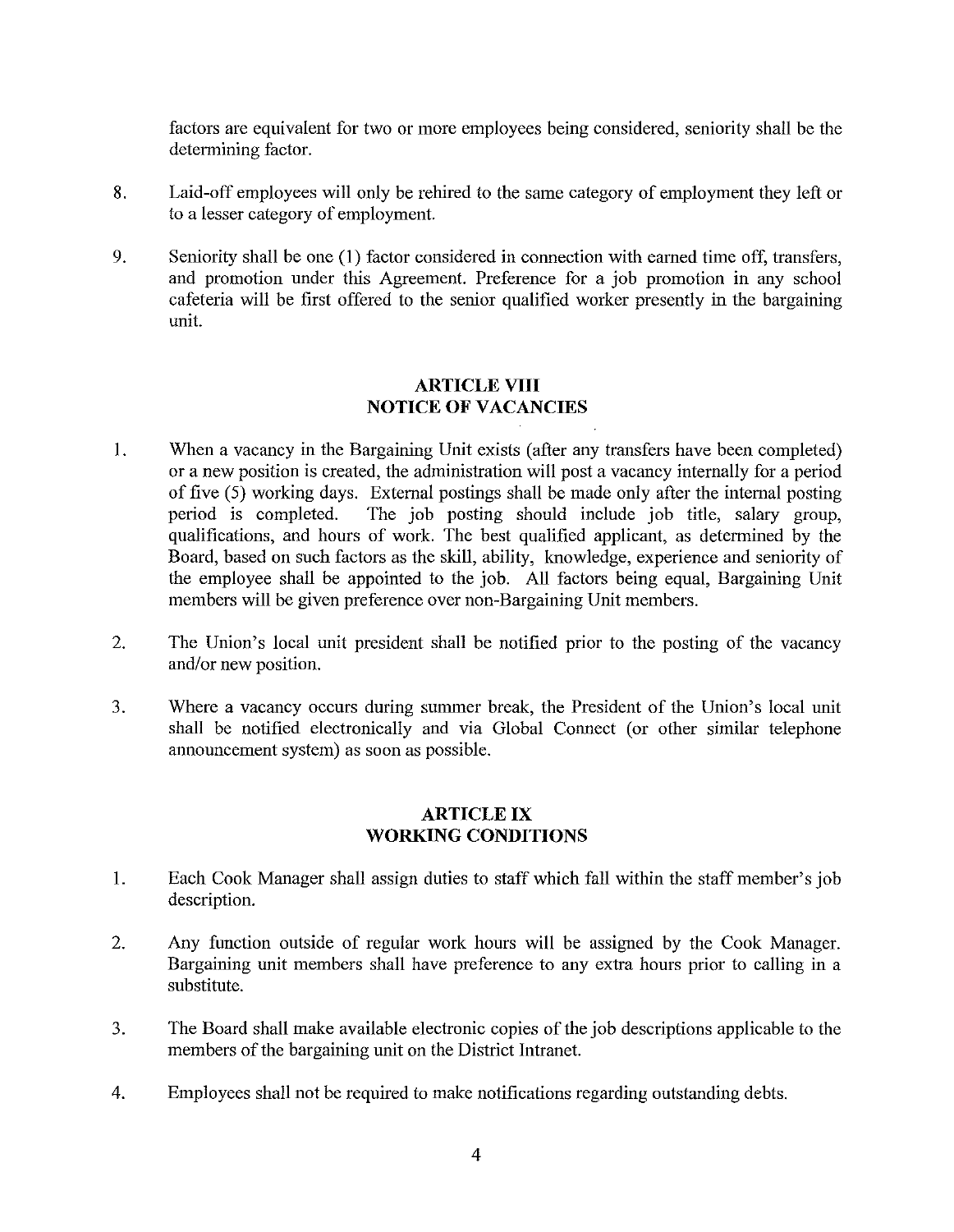factors are equivalent for two or more employees being considered, seniority shall be the determining factor.

8. Laid-off employees will only be rehired to the same category of employment they left or to a lesser category of employment.

9. Seniority shall be one (1) factor considered in connection with earned time off, transfers, and promotion under this Agreement. Preference for a job promotion in any school cafeteria will be first offered to the senior qualified worker presently in the bargaining unit.

## ARTICLE VIII
## NOTICE OF VACANCIES

1. When a vacancy in the Bargaining Unit exists (after any transfers have been completed) or a new position is created, the administration will post a vacancy internally for a period of five (5) working days. External postings shall be made only after the internal posting period is completed. The job posting should include job title, salary group, qualifications, and hours of work. The best qualified applicant, as determined by the Board, based on such factors as the skill, ability, knowledge, experience and seniority of the employee shall be appointed to the job. All factors being equal, Bargaining Unit members will be given preference over non-Bargaining Unit members.

2. The Union's local unit president shall be notified prior to the posting of the vacancy and/or new position.

3. Where a vacancy occurs during summer break, the President of the Union's local unit shall be notified electronically and via Global Connect (or other similar telephone announcement system) as soon as possible.

## ARTICLE IX
## WORKING CONDITIONS

1. Each Cook Manager shall assign duties to staff which fall within the staff member's job description.

2. Any function outside of regular work hours will be assigned by the Cook Manager. Bargaining unit members shall have preference to any extra hours prior to calling in a substitute.

3. The Board shall make available electronic copies of the job descriptions applicable to the members of the bargaining unit on the District Intranet.

4. Employees shall not be required to make notifications regarding outstanding debts.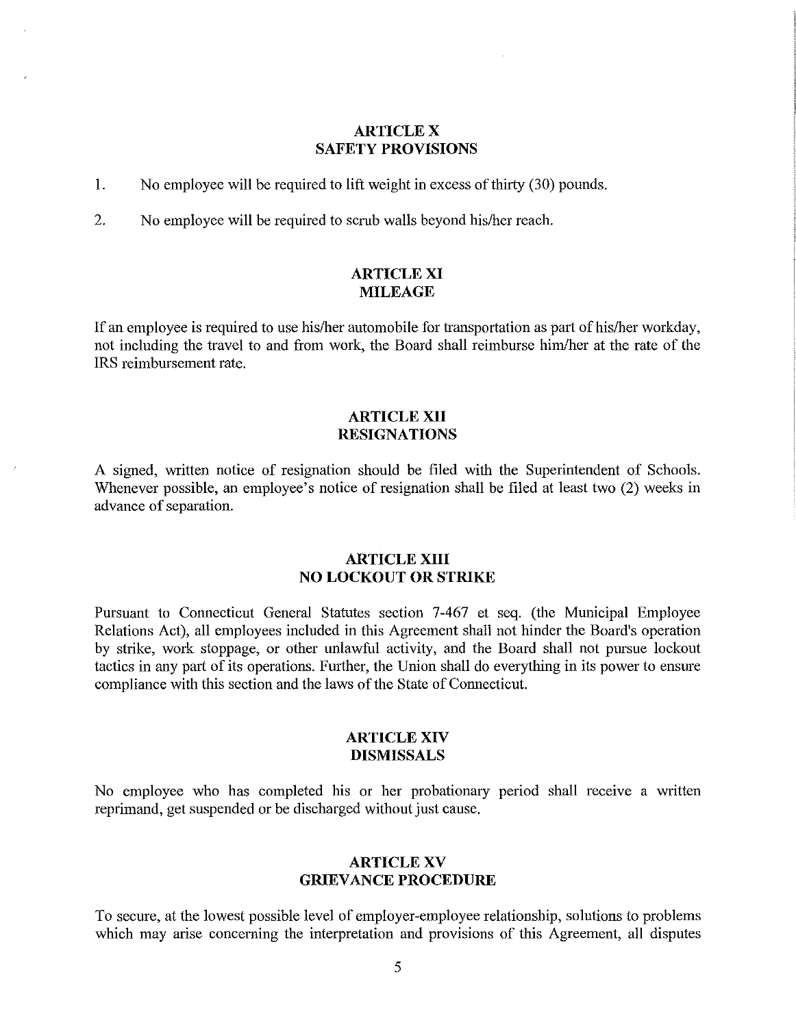## ARTICLE X
## SAFETY PROVISIONS

1. No employee will be required to lift weight in excess of thirty (30) pounds.

2. No employee will be required to scrub walls beyond his/her reach.

## ARTICLE XI
## MILEAGE

If an employee is required to use his/her automobile for transportation as part of his/her workday, not including the travel to and from work, the Board shall reimburse him/her at the rate of the IRS reimbursement rate.

## ARTICLE XII
## RESIGNATIONS

A signed, written notice of resignation should be filed with the Superintendent of Schools. Whenever possible, an employee's notice of resignation shall be filed at least two (2) weeks in advance of separation.

## ARTICLE XIII
## NO LOCKOUT OR STRIKE

Pursuant to Connecticut General Statutes section 7-467 et seq. (the Municipal Employee Relations Act), all employees included in this Agreement shall not hinder the Board's operation by strike, work stoppage, or other unlawful activity, and the Board shall not pursue lockout tactics in any part of its operations. Further, the Union shall do everything in its power to ensure compliance with this section and the laws of the State of Connecticut.

## ARTICLE XIV
## DISMISSALS

No employee who has completed his or her probationary period shall receive a written reprimand, get suspended or be discharged without just cause.

## ARTICLE XV
## GRIEVANCE PROCEDURE

To secure, at the lowest possible level of employer-employee relationship, solutions to problems which may arise concerning the interpretation and provisions of this Agreement, all disputes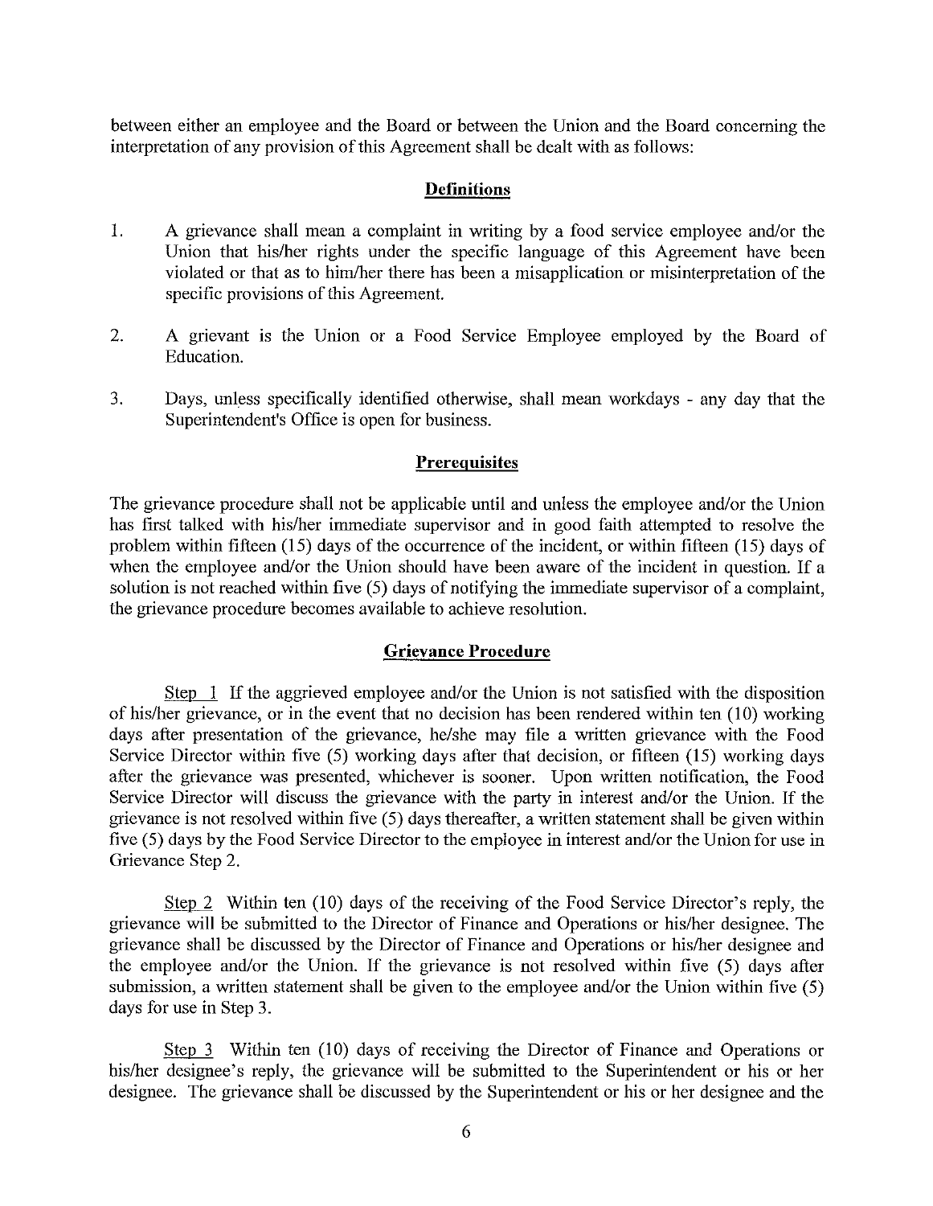between either an employee and the Board or between the Union and the Board concerning the interpretation of any provision of this Agreement shall be dealt with as follows:

## Definitions

1. A grievance shall mean a complaint in writing by a food service employee and/or the Union that his/her rights under the specific language of this Agreement have been violated or that as to him/her there has been a misapplication or misinterpretation of the specific provisions of this Agreement.

2. A grievant is the Union or a Food Service Employee employed by the Board of Education.

3. Days, unless specifically identified otherwise, shall mean workdays - any day that the Superintendent's Office is open for business.

## Prerequisites

The grievance procedure shall not be applicable until and unless the employee and/or the Union has first talked with his/her immediate supervisor and in good faith attempted to resolve the problem within fifteen (15) days of the occurrence of the incident, or within fifteen (15) days of when the employee and/or the Union should have been aware of the incident in question. If a solution is not reached within five (5) days of notifying the immediate supervisor of a complaint, the grievance procedure becomes available to achieve resolution.

## Grievance Procedure

Step 1 If the aggrieved employee and/or the Union is not satisfied with the disposition of his/her grievance, or in the event that no decision has been rendered within ten (10) working days after presentation of the grievance, he/she may file a written grievance with the Food Service Director within five (5) working days after that decision, or fifteen (15) working days after the grievance was presented, whichever is sooner. Upon written notification, the Food Service Director will discuss the grievance with the party in interest and/or the Union. If the grievance is not resolved within five (5) days thereafter, a written statement shall be given within five (5) days by the Food Service Director to the employee in interest and/or the Union for use in Grievance Step 2.

Step 2 Within ten (10) days of the receiving of the Food Service Director's reply, the grievance will be submitted to the Director of Finance and Operations or his/her designee. The grievance shall be discussed by the Director of Finance and Operations or his/her designee and the employee and/or the Union. If the grievance is not resolved within five (5) days after submission, a written statement shall be given to the employee and/or the Union within five (5) days for use in Step 3.

Step 3 Within ten (10) days of receiving the Director of Finance and Operations or his/her designee's reply, the grievance will be submitted to the Superintendent or his or her designee. The grievance shall be discussed by the Superintendent or his or her designee and the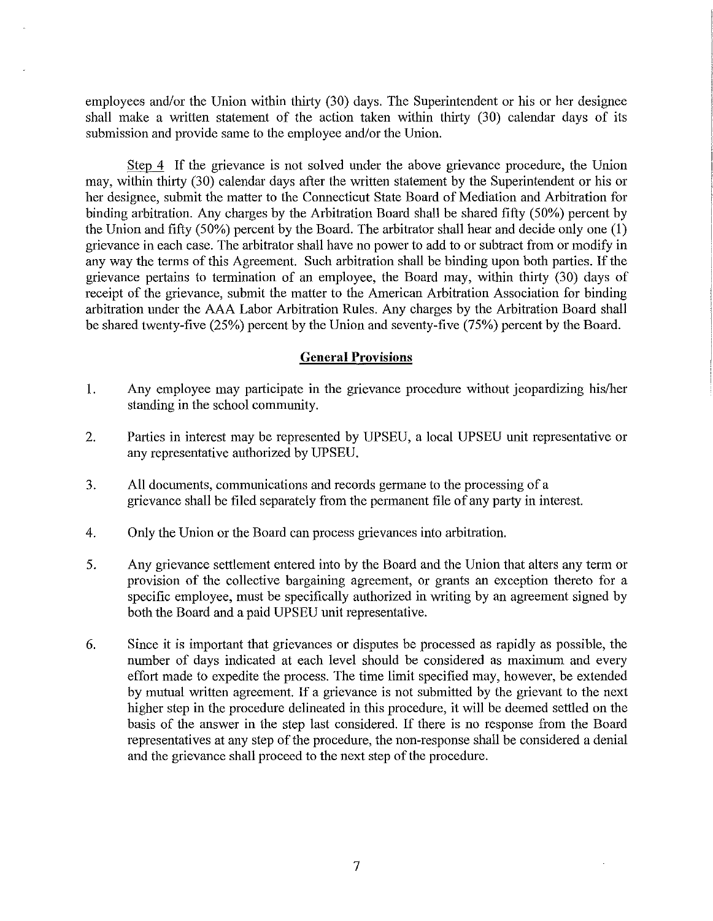employees and/or the Union within thirty (30) days. The Superintendent or his or her designee shall make a written statement of the action taken within thirty (30) calendar days of its submission and provide same to the employee and/or the Union.

Step 4 If the grievance is not solved under the above grievance procedure, the Union may, within thirty (30) calendar days after the written statement by the Superintendent or his or her designee, submit the matter to the Connecticut State Board of Mediation and Arbitration for binding arbitration. Any charges by the Arbitration Board shall be shared fifty (50%) percent by the Union and fifty (50%) percent by the Board. The arbitrator shall hear and decide only one (1) grievance in each case. The arbitrator shall have no power to add to or subtract from or modify in any way the terms of this Agreement. Such arbitration shall be binding upon both parties. If the grievance pertains to termination of an employee, the Board may, within thirty (30) days of receipt of the grievance, submit the matter to the American Arbitration Association for binding arbitration under the AAA Labor Arbitration Rules. Any charges by the Arbitration Board shall be shared twenty-five (25%) percent by the Union and seventy-five (75%) percent by the Board.

## General Provisions

1. Any employee may participate in the grievance procedure without jeopardizing his/her standing in the school community.

2. Parties in interest may be represented by UPSEU, a local UPSEU unit representative or any representative authorized by UPSEU.

3. All documents, communications and records germane to the processing of a grievance shall be filed separately from the permanent file of any party in interest.

4. Only the Union or the Board can process grievances into arbitration.

5. Any grievance settlement entered into by the Board and the Union that alters any term or provision of the collective bargaining agreement, or grants an exception thereto for a specific employee, must be specifically authorized in writing by an agreement signed by both the Board and a paid UPSEU unit representative.

6. Since it is important that grievances or disputes be processed as rapidly as possible, the number of days indicated at each level should be considered as maximum and every effort made to expedite the process. The time limit specified may, however, be extended by mutual written agreement. If a grievance is not submitted by the grievant to the next higher step in the procedure delineated in this procedure, it will be deemed settled on the basis of the answer in the step last considered. If there is no response from the Board representatives at any step of the procedure, the non-response shall be considered a denial and the grievance shall proceed to the next step of the procedure.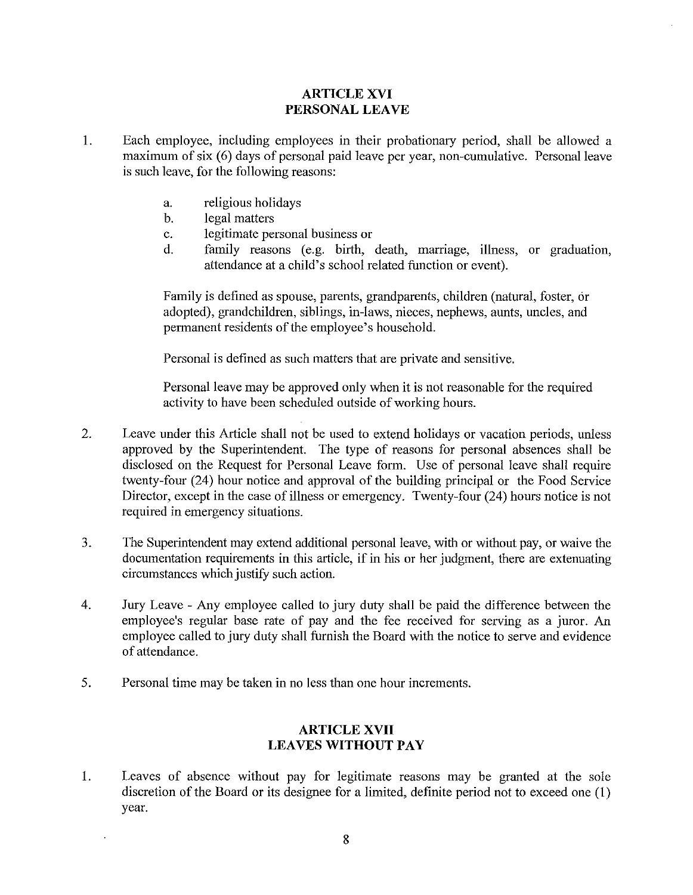## ARTICLE XVI
## PERSONAL LEAVE

1. Each employee, including employees in their probationary period, shall be allowed a maximum of six (6) days of personal paid leave per year, non-cumulative. Personal leave is such leave, for the following reasons:

   a. religious holidays
   b. legal matters
   c. legitimate personal business or
   d. family reasons (e.g. birth, death, marriage, illness, or graduation, attendance at a child's school related function or event).

   Family is defined as spouse, parents, grandparents, children (natural, foster, or adopted), grandchildren, siblings, in-laws, nieces, nephews, aunts, uncles, and permanent residents of the employee's household.

   Personal is defined as such matters that are private and sensitive.

   Personal leave may be approved only when it is not reasonable for the required activity to have been scheduled outside of working hours.

2. Leave under this Article shall not be used to extend holidays or vacation periods, unless approved by the Superintendent. The type of reasons for personal absences shall be disclosed on the Request for Personal Leave form. Use of personal leave shall require twenty-four (24) hour notice and approval of the building principal or the Food Service Director, except in the case of illness or emergency. Twenty-four (24) hours notice is not required in emergency situations.

3. The Superintendent may extend additional personal leave, with or without pay, or waive the documentation requirements in this article, if in his or her judgment, there are extenuating circumstances which justify such action.

4. Jury Leave - Any employee called to jury duty shall be paid the difference between the employee's regular base rate of pay and the fee received for serving as a juror. An employee called to jury duty shall furnish the Board with the notice to serve and evidence of attendance.

5. Personal time may be taken in no less than one hour increments.

## ARTICLE XVII
## LEAVES WITHOUT PAY

1. Leaves of absence without pay for legitimate reasons may be granted at the sole discretion of the Board or its designee for a limited, definite period not to exceed one (1) year.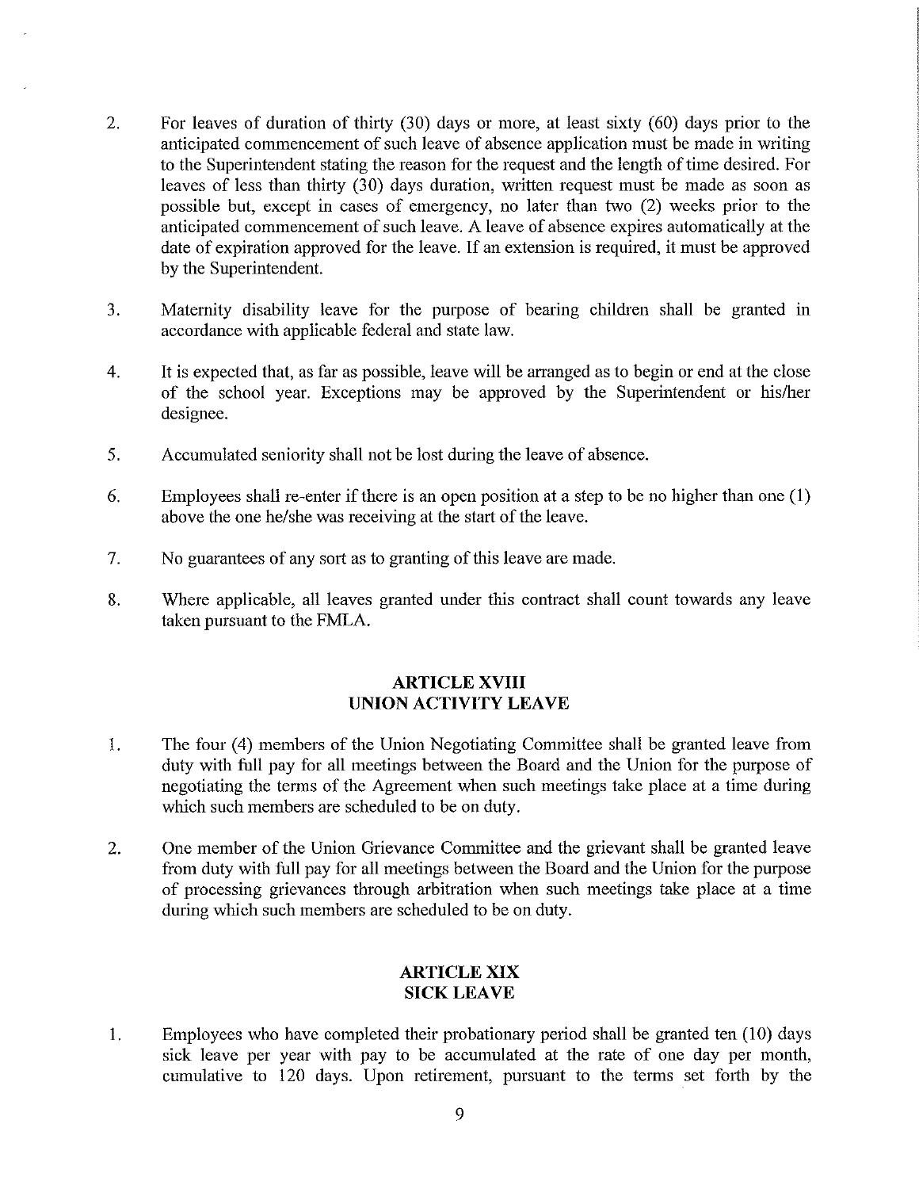2. For leaves of duration of thirty (30) days or more, at least sixty (60) days prior to the anticipated commencement of such leave of absence application must be made in writing to the Superintendent stating the reason for the request and the length of time desired. For leaves of less than thirty (30) days duration, written request must be made as soon as possible but, except in cases of emergency, no later than two (2) weeks prior to the anticipated commencement of such leave. A leave of absence expires automatically at the date of expiration approved for the leave. If an extension is required, it must be approved by the Superintendent.

3. Maternity disability leave for the purpose of bearing children shall be granted in accordance with applicable federal and state law.

4. It is expected that, as far as possible, leave will be arranged as to begin or end at the close of the school year. Exceptions may be approved by the Superintendent or his/her designee.

5. Accumulated seniority shall not be lost during the leave of absence.

6. Employees shall re-enter if there is an open position at a step to be no higher than one (1) above the one he/she was receiving at the start of the leave.

7. No guarantees of any sort as to granting of this leave are made.

8. Where applicable, all leaves granted under this contract shall count towards any leave taken pursuant to the FMLA.

## ARTICLE XVIII
## UNION ACTIVITY LEAVE

1. The four (4) members of the Union Negotiating Committee shall be granted leave from duty with full pay for all meetings between the Board and the Union for the purpose of negotiating the terms of the Agreement when such meetings take place at a time during which such members are scheduled to be on duty.

2. One member of the Union Grievance Committee and the grievant shall be granted leave from duty with full pay for all meetings between the Board and the Union for the purpose of processing grievances through arbitration when such meetings take place at a time during which such members are scheduled to be on duty.

## ARTICLE XIX
## SICK LEAVE

1. Employees who have completed their probationary period shall be granted ten (10) days sick leave per year with pay to be accumulated at the rate of one day per month, cumulative to 120 days. Upon retirement, pursuant to the terms set forth by the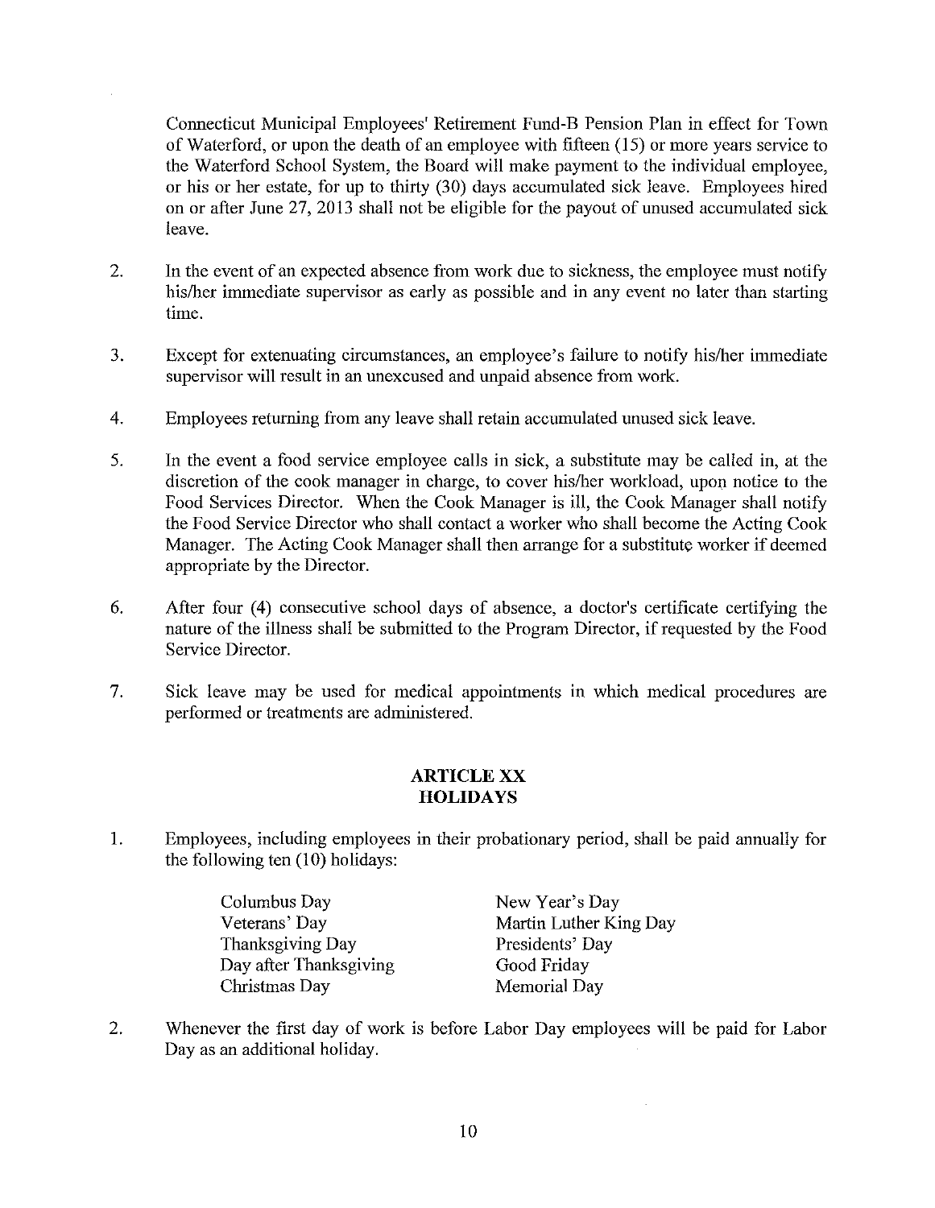Connecticut Municipal Employees' Retirement Fund-B Pension Plan in effect for Town of Waterford, or upon the death of an employee with fifteen (15) or more years service to the Waterford School System, the Board will make payment to the individual employee, or his or her estate, for up to thirty (30) days accumulated sick leave. Employees hired on or after June 27, 2013 shall not be eligible for the payout of unused accumulated sick leave.

2. In the event of an expected absence from work due to sickness, the employee must notify his/her immediate supervisor as early as possible and in any event no later than starting time.

3. Except for extenuating circumstances, an employee's failure to notify his/her immediate supervisor will result in an unexcused and unpaid absence from work.

4. Employees returning from any leave shall retain accumulated unused sick leave.

5. In the event a food service employee calls in sick, a substitute may be called in, at the discretion of the cook manager in charge, to cover his/her workload, upon notice to the Food Services Director. When the Cook Manager is ill, the Cook Manager shall notify the Food Service Director who shall contact a worker who shall become the Acting Cook Manager. The Acting Cook Manager shall then arrange for a substitute worker if deemed appropriate by the Director.

6. After four (4) consecutive school days of absence, a doctor's certificate certifying the nature of the illness shall be submitted to the Program Director, if requested by the Food Service Director.

7. Sick leave may be used for medical appointments in which medical procedures are performed or treatments are administered.

## ARTICLE XX
## HOLIDAYS

1. Employees, including employees in their probationary period, shall be paid annually for the following ten (10) holidays:

| | |
|---|---|
| Columbus Day | New Year's Day |
| Veterans' Day | Martin Luther King Day |
| Thanksgiving Day | Presidents' Day |
| Day after Thanksgiving | Good Friday |
| Christmas Day | Memorial Day |

2. Whenever the first day of work is before Labor Day employees will be paid for Labor Day as an additional holiday.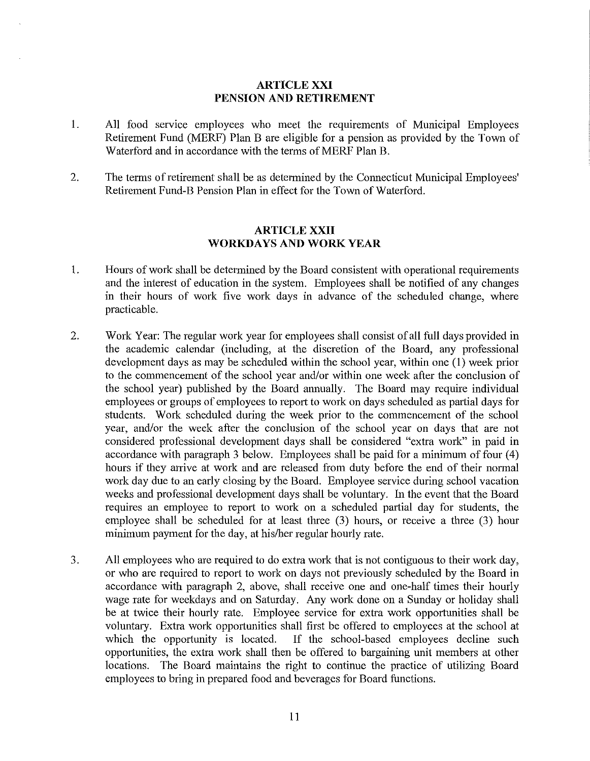## ARTICLE XXI
## PENSION AND RETIREMENT

1. All food service employees who meet the requirements of Municipal Employees Retirement Fund (MERF) Plan B are eligible for a pension as provided by the Town of Waterford and in accordance with the terms of MERF Plan B.

2. The terms of retirement shall be as determined by the Connecticut Municipal Employees' Retirement Fund-B Pension Plan in effect for the Town of Waterford.

## ARTICLE XXII
## WORKDAYS AND WORK YEAR

1. Hours of work shall be determined by the Board consistent with operational requirements and the interest of education in the system. Employees shall be notified of any changes in their hours of work five work days in advance of the scheduled change, where practicable.

2. Work Year: The regular work year for employees shall consist of all full days provided in the academic calendar (including, at the discretion of the Board, any professional development days as may be scheduled within the school year, within one (1) week prior to the commencement of the school year and/or within one week after the conclusion of the school year) published by the Board annually. The Board may require individual employees or groups of employees to report to work on days scheduled as partial days for students. Work scheduled during the week prior to the commencement of the school year, and/or the week after the conclusion of the school year on days that are not considered professional development days shall be considered "extra work" in paid in accordance with paragraph 3 below. Employees shall be paid for a minimum of four (4) hours if they arrive at work and are released from duty before the end of their normal work day due to an early closing by the Board. Employee service during school vacation weeks and professional development days shall be voluntary. In the event that the Board requires an employee to report to work on a scheduled partial day for students, the employee shall be scheduled for at least three (3) hours, or receive a three (3) hour minimum payment for the day, at his/her regular hourly rate.

3. All employees who are required to do extra work that is not contiguous to their work day, or who are required to report to work on days not previously scheduled by the Board in accordance with paragraph 2, above, shall receive one and one-half times their hourly wage rate for weekdays and on Saturday. Any work done on a Sunday or holiday shall be at twice their hourly rate. Employee service for extra work opportunities shall be voluntary. Extra work opportunities shall first be offered to employees at the school at which the opportunity is located. If the school-based employees decline such opportunities, the extra work shall then be offered to bargaining unit members at other locations. The Board maintains the right to continue the practice of utilizing Board employees to bring in prepared food and beverages for Board functions.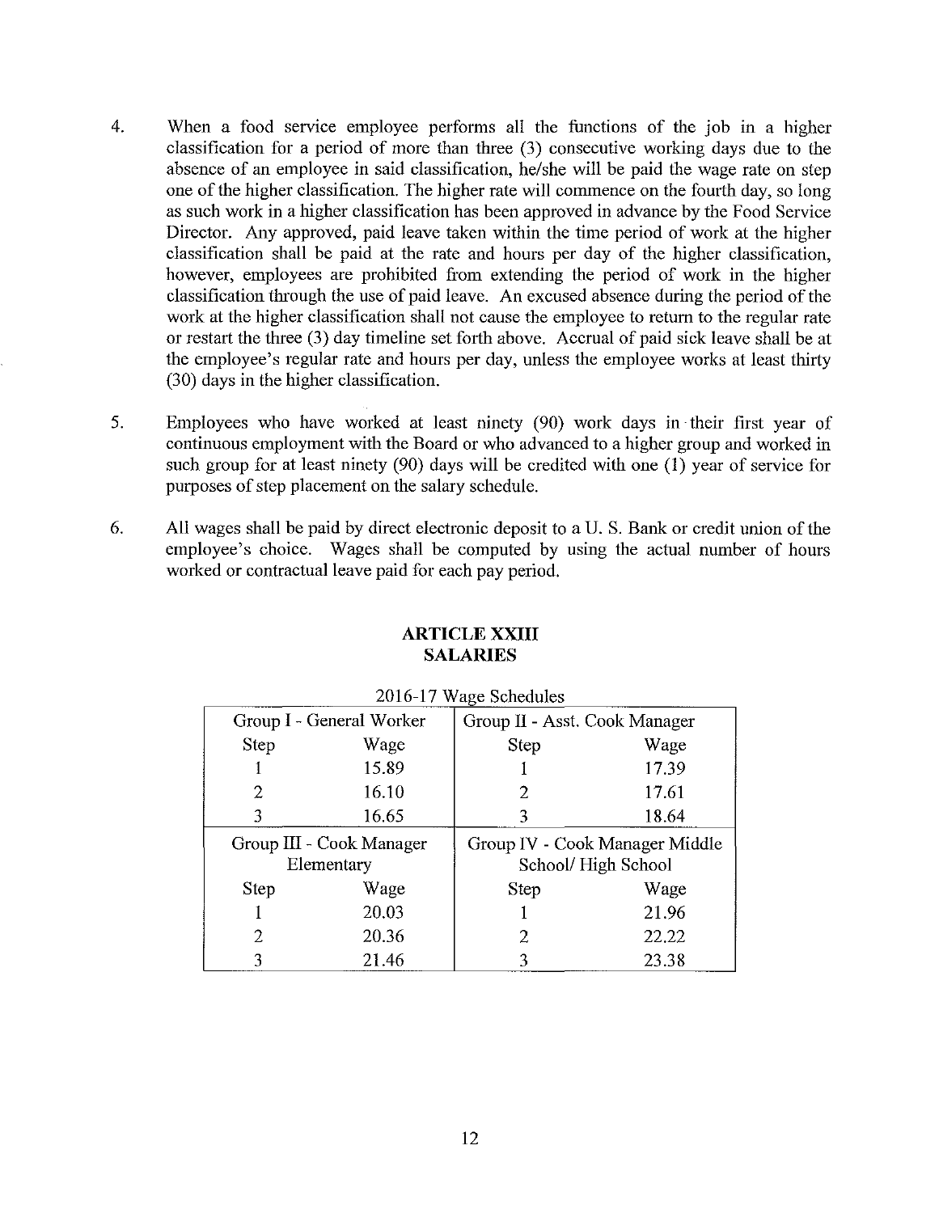4. When a food service employee performs all the functions of the job in a higher classification for a period of more than three (3) consecutive working days due to the absence of an employee in said classification, he/she will be paid the wage rate on step one of the higher classification. The higher rate will commence on the fourth day, so long as such work in a higher classification has been approved in advance by the Food Service Director. Any approved, paid leave taken within the time period of work at the higher classification shall be paid at the rate and hours per day of the higher classification, however, employees are prohibited from extending the period of work in the higher classification through the use of paid leave. An excused absence during the period of the work at the higher classification shall not cause the employee to return to the regular rate or restart the three (3) day timeline set forth above. Accrual of paid sick leave shall be at the employee's regular rate and hours per day, unless the employee works at least thirty (30) days in the higher classification.

5. Employees who have worked at least ninety (90) work days in their first year of continuous employment with the Board or who advanced to a higher group and worked in such group for at least ninety (90) days will be credited with one (1) year of service for purposes of step placement on the salary schedule.

6. All wages shall be paid by direct electronic deposit to a U. S. Bank or credit union of the employee's choice. Wages shall be computed by using the actual number of hours worked or contractual leave paid for each pay period.

## ARTICLE XXIII
## SALARIES

2016-17 Wage Schedules

| Group I - General Worker | | Group II - Asst. Cook Manager | |
|---|---|---|---|
| Step | Wage | Step | Wage |
| 1 | 15.89 | 1 | 17.39 |
| 2 | 16.10 | 2 | 17.61 |
| 3 | 16.65 | 3 | 18.64 |
| **Group III - Cook Manager Elementary** | | **Group IV - Cook Manager Middle School/ High School** | |
| Step | Wage | Step | Wage |
| 1 | 20.03 | 1 | 21.96 |
| 2 | 20.36 | 2 | 22.22 |
| 3 | 21.46 | 3 | 23.38 |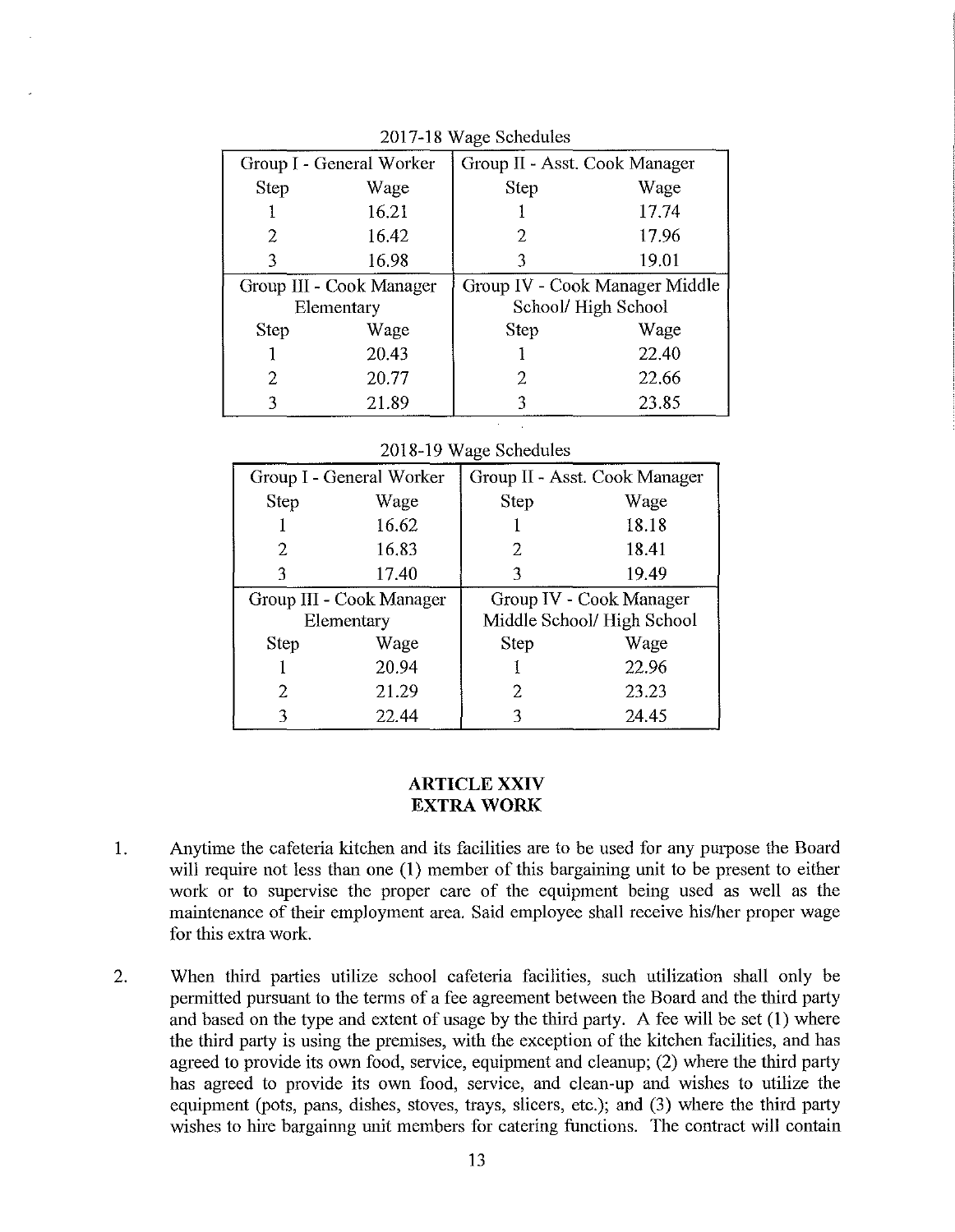2017-18 Wage Schedules

| Group I - General Worker | | Group II - Asst. Cook Manager | |
|---|---|---|---|
| Step | Wage | Step | Wage |
| 1 | 16.21 | 1 | 17.74 |
| 2 | 16.42 | 2 | 17.96 |
| 3 | 16.98 | 3 | 19.01 |
| **Group III - Cook Manager Elementary** | | **Group IV - Cook Manager Middle School/ High School** | |
| Step | Wage | Step | Wage |
| 1 | 20.43 | 1 | 22.40 |
| 2 | 20.77 | 2 | 22.66 |
| 3 | 21.89 | 3 | 23.85 |

2018-19 Wage Schedules

| Group I - General Worker | | Group II - Asst. Cook Manager | |
|---|---|---|---|
| Step | Wage | Step | Wage |
| 1 | 16.62 | 1 | 18.18 |
| 2 | 16.83 | 2 | 18.41 |
| 3 | 17.40 | 3 | 19.49 |
| **Group III - Cook Manager Elementary** | | **Group IV - Cook Manager Middle School/ High School** | |
| Step | Wage | Step | Wage |
| 1 | 20.94 | 1 | 22.96 |
| 2 | 21.29 | 2 | 23.23 |
| 3 | 22.44 | 3 | 24.45 |

## ARTICLE XXIV
## EXTRA WORK

1. Anytime the cafeteria kitchen and its facilities are to be used for any purpose the Board will require not less than one (1) member of this bargaining unit to be present to either work or to supervise the proper care of the equipment being used as well as the maintenance of their employment area. Said employee shall receive his/her proper wage for this extra work.

2. When third parties utilize school cafeteria facilities, such utilization shall only be permitted pursuant to the terms of a fee agreement between the Board and the third party and based on the type and extent of usage by the third party. A fee will be set (1) where the third party is using the premises, with the exception of the kitchen facilities, and has agreed to provide its own food, service, equipment and cleanup; (2) where the third party has agreed to provide its own food, service, and clean-up and wishes to utilize the equipment (pots, pans, dishes, stoves, trays, slicers, etc.); and (3) where the third party wishes to hire bargainng unit members for catering functions. The contract will contain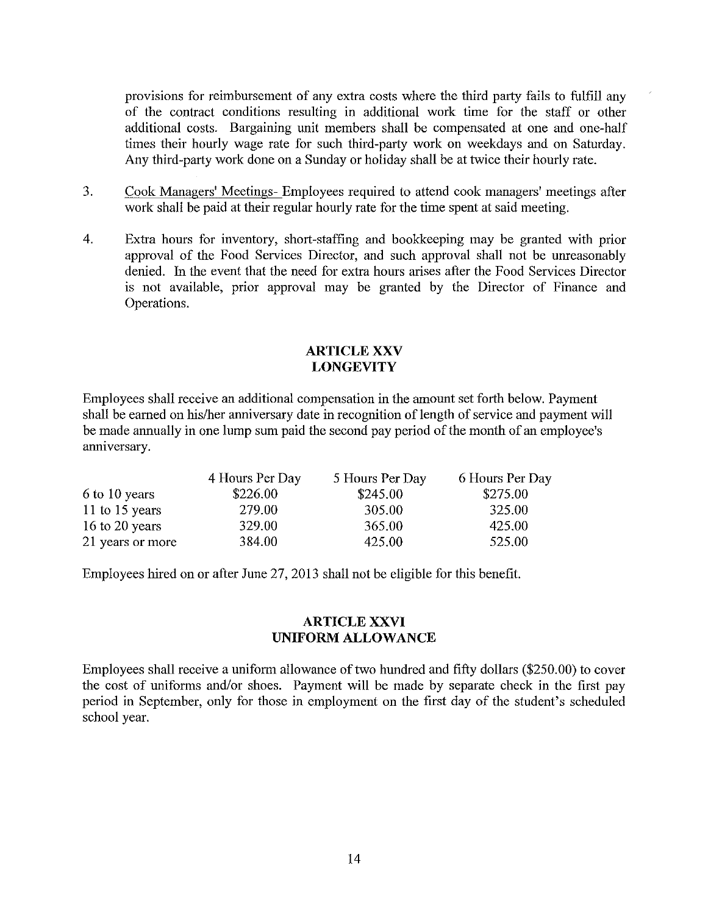provisions for reimbursement of any extra costs where the third party fails to fulfill any of the contract conditions resulting in additional work time for the staff or other additional costs. Bargaining unit members shall be compensated at one and one-half times their hourly wage rate for such third-party work on weekdays and on Saturday. Any third-party work done on a Sunday or holiday shall be at twice their hourly rate.

3. Cook Managers' Meetings- Employees required to attend cook managers' meetings after work shall be paid at their regular hourly rate for the time spent at said meeting.

4. Extra hours for inventory, short-staffing and bookkeeping may be granted with prior approval of the Food Services Director, and such approval shall not be unreasonably denied. In the event that the need for extra hours arises after the Food Services Director is not available, prior approval may be granted by the Director of Finance and Operations.

## ARTICLE XXV
## LONGEVITY

Employees shall receive an additional compensation in the amount set forth below. Payment shall be earned on his/her anniversary date in recognition of length of service and payment will be made annually in one lump sum paid the second pay period of the month of an employee's anniversary.

| | 4 Hours Per Day | 5 Hours Per Day | 6 Hours Per Day |
|---|---|---|---|
| 6 to 10 years | $226.00 | $245.00 | $275.00 |
| 11 to 15 years | 279.00 | 305.00 | 325.00 |
| 16 to 20 years | 329.00 | 365.00 | 425.00 |
| 21 years or more | 384.00 | 425.00 | 525.00 |

Employees hired on or after June 27, 2013 shall not be eligible for this benefit.

## ARTICLE XXVI
## UNIFORM ALLOWANCE

Employees shall receive a uniform allowance of two hundred and fifty dollars ($250.00) to cover the cost of uniforms and/or shoes. Payment will be made by separate check in the first pay period in September, only for those in employment on the first day of the student's scheduled school year.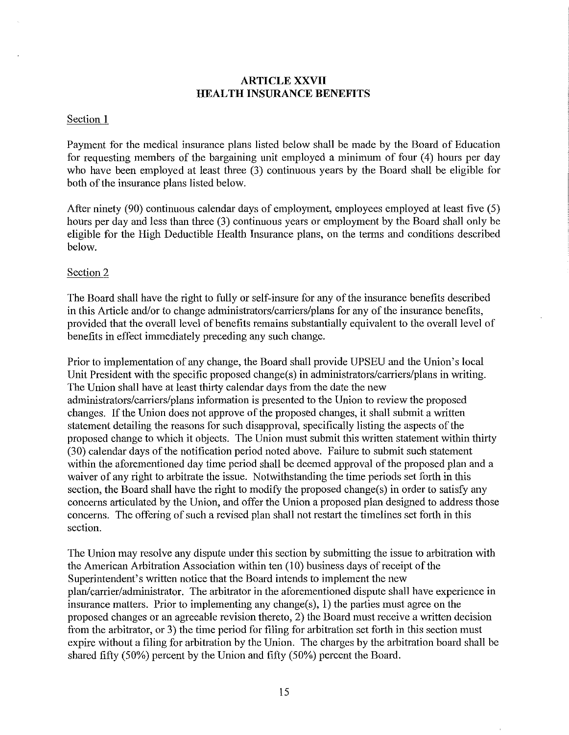## ARTICLE XXVII
## HEALTH INSURANCE BENEFITS

Section 1

Payment for the medical insurance plans listed below shall be made by the Board of Education for requesting members of the bargaining unit employed a minimum of four (4) hours per day who have been employed at least three (3) continuous years by the Board shall be eligible for both of the insurance plans listed below.

After ninety (90) continuous calendar days of employment, employees employed at least five (5) hours per day and less than three (3) continuous years or employment by the Board shall only be eligible for the High Deductible Health Insurance plans, on the terms and conditions described below.

Section 2

The Board shall have the right to fully or self-insure for any of the insurance benefits described in this Article and/or to change administrators/carriers/plans for any of the insurance benefits, provided that the overall level of benefits remains substantially equivalent to the overall level of benefits in effect immediately preceding any such change.

Prior to implementation of any change, the Board shall provide UPSEU and the Union's local Unit President with the specific proposed change(s) in administrators/carriers/plans in writing. The Union shall have at least thirty calendar days from the date the new administrators/carriers/plans information is presented to the Union to review the proposed changes. If the Union does not approve of the proposed changes, it shall submit a written statement detailing the reasons for such disapproval, specifically listing the aspects of the proposed change to which it objects. The Union must submit this written statement within thirty (30) calendar days of the notification period noted above. Failure to submit such statement within the aforementioned day time period shall be deemed approval of the proposed plan and a waiver of any right to arbitrate the issue. Notwithstanding the time periods set forth in this section, the Board shall have the right to modify the proposed change(s) in order to satisfy any concerns articulated by the Union, and offer the Union a proposed plan designed to address those concerns. The offering of such a revised plan shall not restart the timelines set forth in this section.

The Union may resolve any dispute under this section by submitting the issue to arbitration with the American Arbitration Association within ten (10) business days of receipt of the Superintendent's written notice that the Board intends to implement the new plan/carrier/administrator. The arbitrator in the aforementioned dispute shall have experience in insurance matters. Prior to implementing any change(s), 1) the parties must agree on the proposed changes or an agreeable revision thereto, 2) the Board must receive a written decision from the arbitrator, or 3) the time period for filing for arbitration set forth in this section must expire without a filing for arbitration by the Union. The charges by the arbitration board shall be shared fifty (50%) percent by the Union and fifty (50%) percent the Board.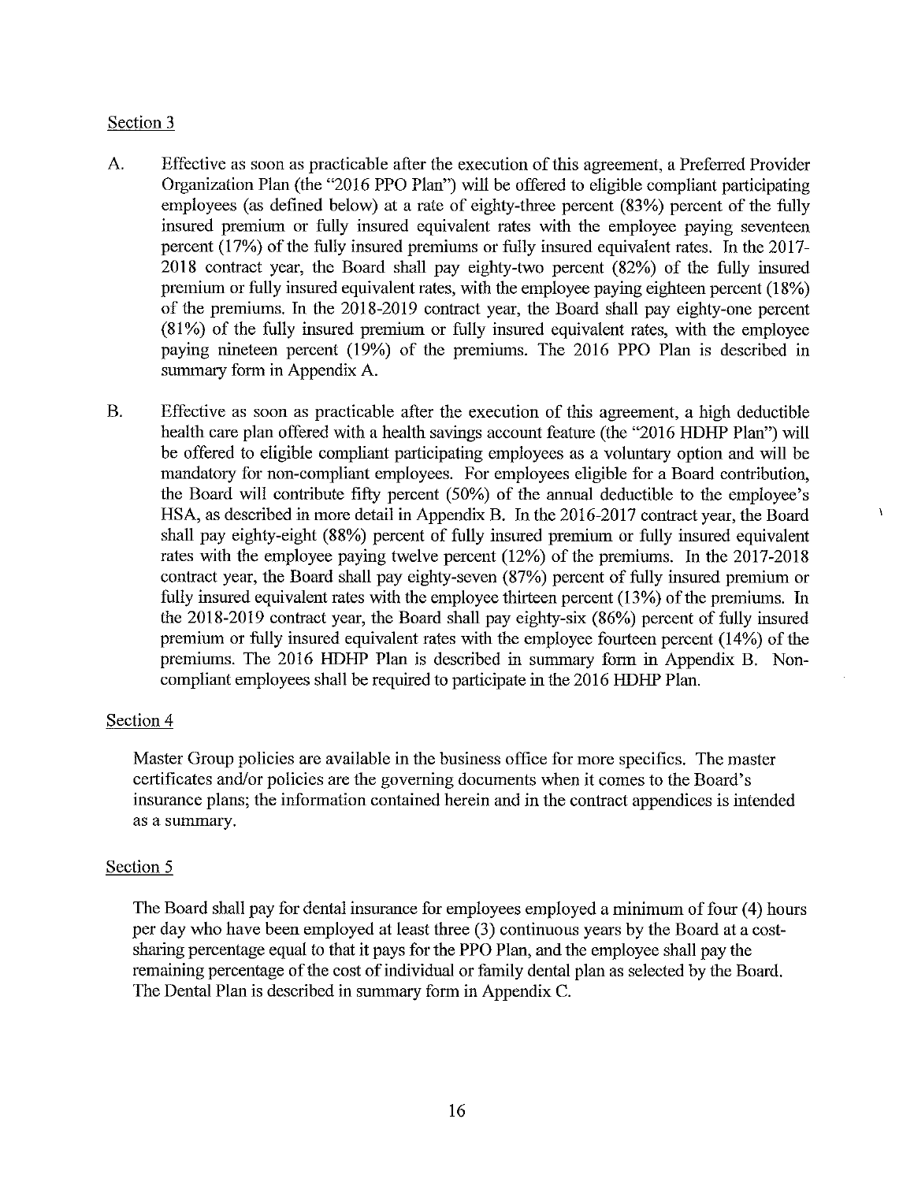Section 3

A. Effective as soon as practicable after the execution of this agreement, a Preferred Provider Organization Plan (the "2016 PPO Plan") will be offered to eligible compliant participating employees (as defined below) at a rate of eighty-three percent (83%) percent of the fully insured premium or fully insured equivalent rates with the employee paying seventeen percent (17%) of the fully insured premiums or fully insured equivalent rates. In the 2017-2018 contract year, the Board shall pay eighty-two percent (82%) of the fully insured premium or fully insured equivalent rates, with the employee paying eighteen percent (18%) of the premiums. In the 2018-2019 contract year, the Board shall pay eighty-one percent (81%) of the fully insured premium or fully insured equivalent rates, with the employee paying nineteen percent (19%) of the premiums. The 2016 PPO Plan is described in summary form in Appendix A.

B. Effective as soon as practicable after the execution of this agreement, a high deductible health care plan offered with a health savings account feature (the "2016 HDHP Plan") will be offered to eligible compliant participating employees as a voluntary option and will be mandatory for non-compliant employees. For employees eligible for a Board contribution, the Board will contribute fifty percent (50%) of the annual deductible to the employee's HSA, as described in more detail in Appendix B. In the 2016-2017 contract year, the Board shall pay eighty-eight (88%) percent of fully insured premium or fully insured equivalent rates with the employee paying twelve percent (12%) of the premiums. In the 2017-2018 contract year, the Board shall pay eighty-seven (87%) percent of fully insured premium or fully insured equivalent rates with the employee thirteen percent (13%) of the premiums. In the 2018-2019 contract year, the Board shall pay eighty-six (86%) percent of fully insured premium or fully insured equivalent rates with the employee fourteen percent (14%) of the premiums. The 2016 HDHP Plan is described in summary form in Appendix B. Non-compliant employees shall be required to participate in the 2016 HDHP Plan.

Section 4

Master Group policies are available in the business office for more specifics. The master certificates and/or policies are the governing documents when it comes to the Board's insurance plans; the information contained herein and in the contract appendices is intended as a summary.

Section 5

The Board shall pay for dental insurance for employees employed a minimum of four (4) hours per day who have been employed at least three (3) continuous years by the Board at a cost-sharing percentage equal to that it pays for the PPO Plan, and the employee shall pay the remaining percentage of the cost of individual or family dental plan as selected by the Board. The Dental Plan is described in summary form in Appendix C.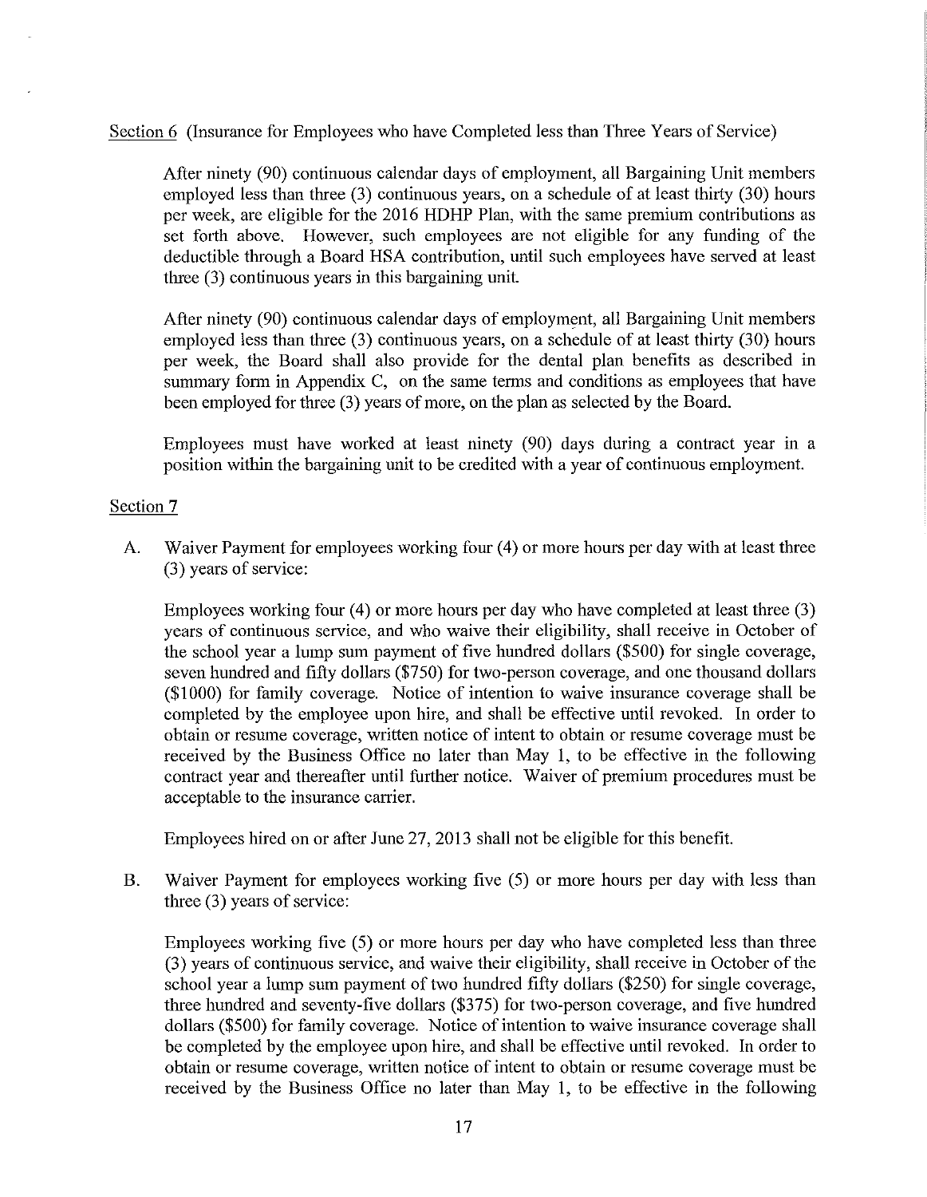Section 6 (Insurance for Employees who have Completed less than Three Years of Service)

After ninety (90) continuous calendar days of employment, all Bargaining Unit members employed less than three (3) continuous years, on a schedule of at least thirty (30) hours per week, are eligible for the 2016 HDHP Plan, with the same premium contributions as set forth above. However, such employees are not eligible for any funding of the deductible through a Board HSA contribution, until such employees have served at least three (3) continuous years in this bargaining unit.

After ninety (90) continuous calendar days of employment, all Bargaining Unit members employed less than three (3) continuous years, on a schedule of at least thirty (30) hours per week, the Board shall also provide for the dental plan benefits as described in summary form in Appendix C, on the same terms and conditions as employees that have been employed for three (3) years of more, on the plan as selected by the Board.

Employees must have worked at least ninety (90) days during a contract year in a position within the bargaining unit to be credited with a year of continuous employment.

Section 7

A. Waiver Payment for employees working four (4) or more hours per day with at least three (3) years of service:

   Employees working four (4) or more hours per day who have completed at least three (3) years of continuous service, and who waive their eligibility, shall receive in October of the school year a lump sum payment of five hundred dollars ($500) for single coverage, seven hundred and fifty dollars ($750) for two-person coverage, and one thousand dollars ($1000) for family coverage. Notice of intention to waive insurance coverage shall be completed by the employee upon hire, and shall be effective until revoked. In order to obtain or resume coverage, written notice of intent to obtain or resume coverage must be received by the Business Office no later than May 1, to be effective in the following contract year and thereafter until further notice. Waiver of premium procedures must be acceptable to the insurance carrier.

   Employees hired on or after June 27, 2013 shall not be eligible for this benefit.

B. Waiver Payment for employees working five (5) or more hours per day with less than three (3) years of service:

   Employees working five (5) or more hours per day who have completed less than three (3) years of continuous service, and waive their eligibility, shall receive in October of the school year a lump sum payment of two hundred fifty dollars ($250) for single coverage, three hundred and seventy-five dollars ($375) for two-person coverage, and five hundred dollars ($500) for family coverage. Notice of intention to waive insurance coverage shall be completed by the employee upon hire, and shall be effective until revoked. In order to obtain or resume coverage, written notice of intent to obtain or resume coverage must be received by the Business Office no later than May 1, to be effective in the following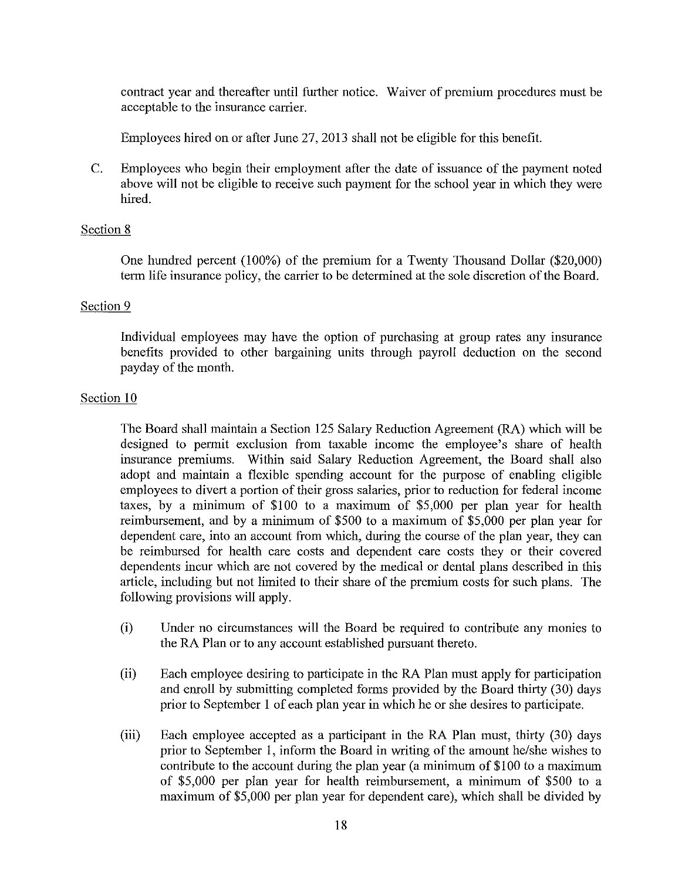contract year and thereafter until further notice. Waiver of premium procedures must be acceptable to the insurance carrier.

Employees hired on or after June 27, 2013 shall not be eligible for this benefit.

C. Employees who begin their employment after the date of issuance of the payment noted above will not be eligible to receive such payment for the school year in which they were hired.

Section 8

One hundred percent (100%) of the premium for a Twenty Thousand Dollar ($20,000) term life insurance policy, the carrier to be determined at the sole discretion of the Board.

Section 9

Individual employees may have the option of purchasing at group rates any insurance benefits provided to other bargaining units through payroll deduction on the second payday of the month.

Section 10

The Board shall maintain a Section 125 Salary Reduction Agreement (RA) which will be designed to permit exclusion from taxable income the employee's share of health insurance premiums. Within said Salary Reduction Agreement, the Board shall also adopt and maintain a flexible spending account for the purpose of enabling eligible employees to divert a portion of their gross salaries, prior to reduction for federal income taxes, by a minimum of $100 to a maximum of $5,000 per plan year for health reimbursement, and by a minimum of $500 to a maximum of $5,000 per plan year for dependent care, into an account from which, during the course of the plan year, they can be reimbursed for health care costs and dependent care costs they or their covered dependents incur which are not covered by the medical or dental plans described in this article, including but not limited to their share of the premium costs for such plans. The following provisions will apply.

(i) Under no circumstances will the Board be required to contribute any monies to the RA Plan or to any account established pursuant thereto.

(ii) Each employee desiring to participate in the RA Plan must apply for participation and enroll by submitting completed forms provided by the Board thirty (30) days prior to September 1 of each plan year in which he or she desires to participate.

(iii) Each employee accepted as a participant in the RA Plan must, thirty (30) days prior to September 1, inform the Board in writing of the amount he/she wishes to contribute to the account during the plan year (a minimum of $100 to a maximum of $5,000 per plan year for health reimbursement, a minimum of $500 to a maximum of $5,000 per plan year for dependent care), which shall be divided by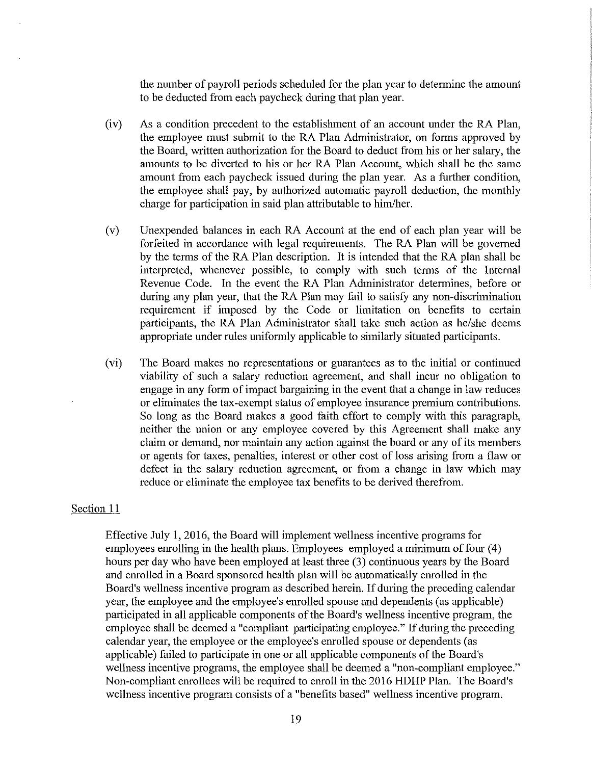the number of payroll periods scheduled for the plan year to determine the amount to be deducted from each paycheck during that plan year.

(iv) As a condition precedent to the establishment of an account under the RA Plan, the employee must submit to the RA Plan Administrator, on forms approved by the Board, written authorization for the Board to deduct from his or her salary, the amounts to be diverted to his or her RA Plan Account, which shall be the same amount from each paycheck issued during the plan year. As a further condition, the employee shall pay, by authorized automatic payroll deduction, the monthly charge for participation in said plan attributable to him/her.

(v) Unexpended balances in each RA Account at the end of each plan year will be forfeited in accordance with legal requirements. The RA Plan will be governed by the terms of the RA Plan description. It is intended that the RA plan shall be interpreted, whenever possible, to comply with such terms of the Internal Revenue Code. In the event the RA Plan Administrator determines, before or during any plan year, that the RA Plan may fail to satisfy any non-discrimination requirement if imposed by the Code or limitation on benefits to certain participants, the RA Plan Administrator shall take such action as he/she deems appropriate under rules uniformly applicable to similarly situated participants.

(vi) The Board makes no representations or guarantees as to the initial or continued viability of such a salary reduction agreement, and shall incur no obligation to engage in any form of impact bargaining in the event that a change in law reduces or eliminates the tax-exempt status of employee insurance premium contributions. So long as the Board makes a good faith effort to comply with this paragraph, neither the union or any employee covered by this Agreement shall make any claim or demand, nor maintain any action against the board or any of its members or agents for taxes, penalties, interest or other cost of loss arising from a flaw or defect in the salary reduction agreement, or from a change in law which may reduce or eliminate the employee tax benefits to be derived therefrom.

Section 11

Effective July 1, 2016, the Board will implement wellness incentive programs for employees enrolling in the health plans. Employees employed a minimum of four (4) hours per day who have been employed at least three (3) continuous years by the Board and enrolled in a Board sponsored health plan will be automatically enrolled in the Board's wellness incentive program as described herein. If during the preceding calendar year, the employee and the employee's enrolled spouse and dependents (as applicable) participated in all applicable components of the Board's wellness incentive program, the employee shall be deemed a "compliant participating employee." If during the preceding calendar year, the employee or the employee's enrolled spouse or dependents (as applicable) failed to participate in one or all applicable components of the Board's wellness incentive programs, the employee shall be deemed a "non-compliant employee." Non-compliant enrollees will be required to enroll in the 2016 HDHP Plan. The Board's wellness incentive program consists of a "benefits based" wellness incentive program.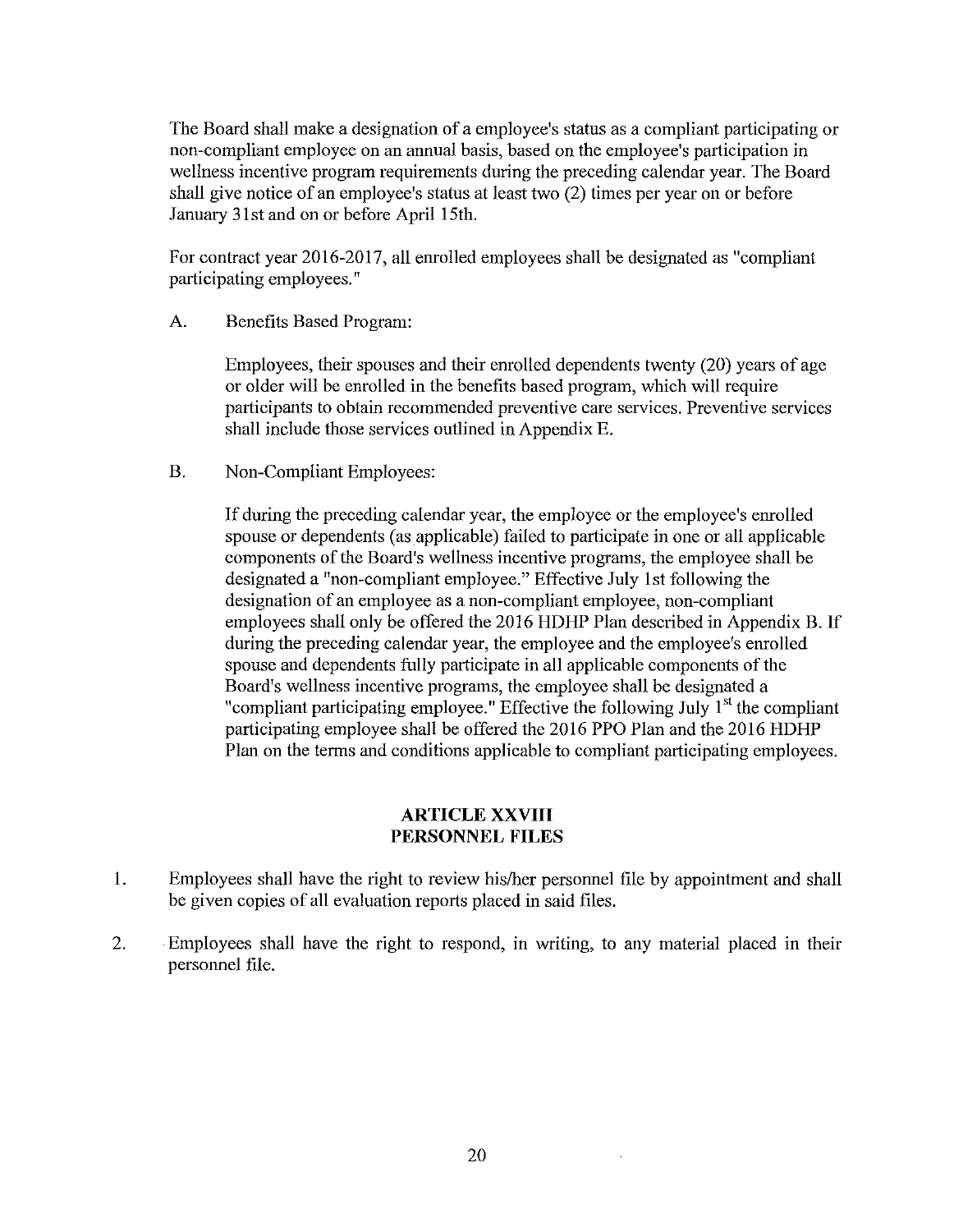The Board shall make a designation of a employee's status as a compliant participating or non-compliant employee on an annual basis, based on the employee's participation in wellness incentive program requirements during the preceding calendar year. The Board shall give notice of an employee's status at least two (2) times per year on or before January 31st and on or before April 15th.

For contract year 2016-2017, all enrolled employees shall be designated as "compliant participating employees."

A. Benefits Based Program:

Employees, their spouses and their enrolled dependents twenty (20) years of age or older will be enrolled in the benefits based program, which will require participants to obtain recommended preventive care services. Preventive services shall include those services outlined in Appendix E.

B. Non-Compliant Employees:

If during the preceding calendar year, the employee or the employee's enrolled spouse or dependents (as applicable) failed to participate in one or all applicable components of the Board's wellness incentive programs, the employee shall be designated a "non-compliant employee." Effective July 1st following the designation of an employee as a non-compliant employee, non-compliant employees shall only be offered the 2016 HDHP Plan described in Appendix B. If during the preceding calendar year, the employee and the employee's enrolled spouse and dependents fully participate in all applicable components of the Board's wellness incentive programs, the employee shall be designated a "compliant participating employee." Effective the following July 1st the compliant participating employee shall be offered the 2016 PPO Plan and the 2016 HDHP Plan on the terms and conditions applicable to compliant participating employees.

## ARTICLE XXVIII
## PERSONNEL FILES

1. Employees shall have the right to review his/her personnel file by appointment and shall be given copies of all evaluation reports placed in said files.

2. Employees shall have the right to respond, in writing, to any material placed in their personnel file.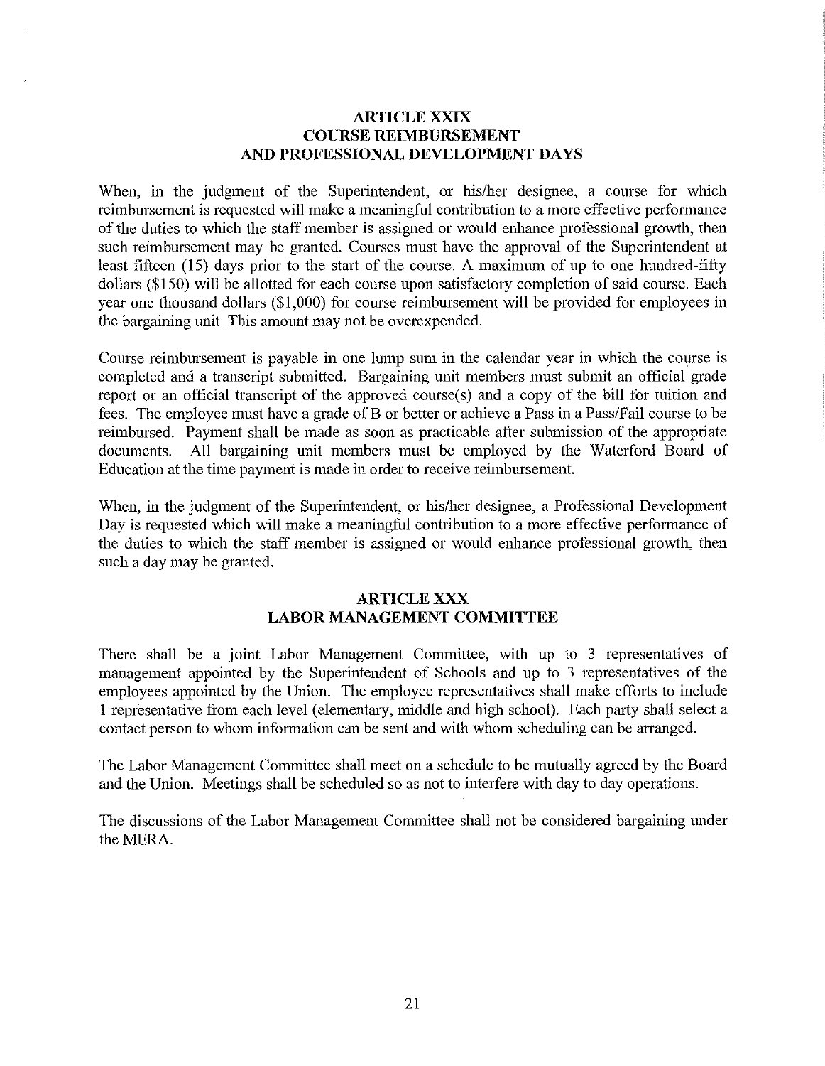## ARTICLE XXIX
## COURSE REIMBURSEMENT
## AND PROFESSIONAL DEVELOPMENT DAYS

When, in the judgment of the Superintendent, or his/her designee, a course for which reimbursement is requested will make a meaningful contribution to a more effective performance of the duties to which the staff member is assigned or would enhance professional growth, then such reimbursement may be granted. Courses must have the approval of the Superintendent at least fifteen (15) days prior to the start of the course. A maximum of up to one hundred-fifty dollars ($150) will be allotted for each course upon satisfactory completion of said course. Each year one thousand dollars ($1,000) for course reimbursement will be provided for employees in the bargaining unit. This amount may not be overexpended.

Course reimbursement is payable in one lump sum in the calendar year in which the course is completed and a transcript submitted. Bargaining unit members must submit an official grade report or an official transcript of the approved course(s) and a copy of the bill for tuition and fees. The employee must have a grade of B or better or achieve a Pass in a Pass/Fail course to be reimbursed. Payment shall be made as soon as practicable after submission of the appropriate documents. All bargaining unit members must be employed by the Waterford Board of Education at the time payment is made in order to receive reimbursement.

When, in the judgment of the Superintendent, or his/her designee, a Professional Development Day is requested which will make a meaningful contribution to a more effective performance of the duties to which the staff member is assigned or would enhance professional growth, then such a day may be granted.

## ARTICLE XXX
## LABOR MANAGEMENT COMMITTEE

There shall be a joint Labor Management Committee, with up to 3 representatives of management appointed by the Superintendent of Schools and up to 3 representatives of the employees appointed by the Union. The employee representatives shall make efforts to include 1 representative from each level (elementary, middle and high school). Each party shall select a contact person to whom information can be sent and with whom scheduling can be arranged.

The Labor Management Committee shall meet on a schedule to be mutually agreed by the Board and the Union. Meetings shall be scheduled so as not to interfere with day to day operations.

The discussions of the Labor Management Committee shall not be considered bargaining under the MERA.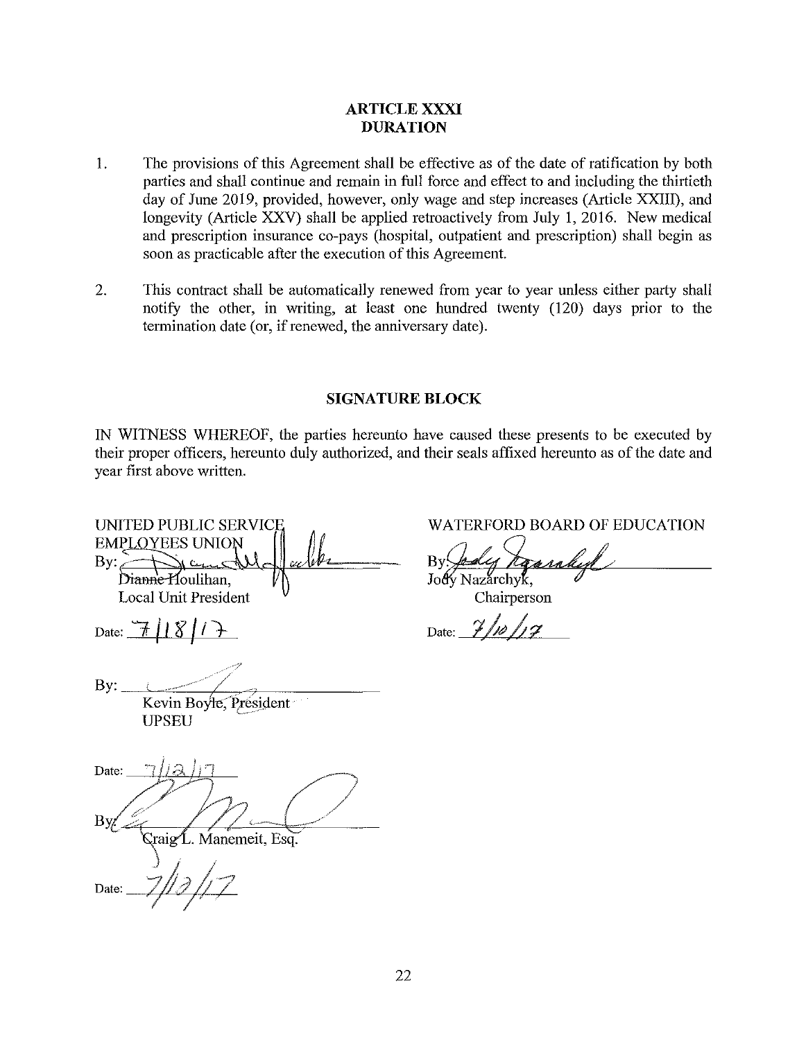## ARTICLE XXXI
## DURATION

1. The provisions of this Agreement shall be effective as of the date of ratification by both parties and shall continue and remain in full force and effect to and including the thirtieth day of June 2019, provided, however, only wage and step increases (Article XXIII), and longevity (Article XXV) shall be applied retroactively from July 1, 2016. New medical and prescription insurance co-pays (hospital, outpatient and prescription) shall begin as soon as practicable after the execution of this Agreement.

2. This contract shall be automatically renewed from year to year unless either party shall notify the other, in writing, at least one hundred twenty (120) days prior to the termination date (or, if renewed, the anniversary date).

## SIGNATURE BLOCK

IN WITNESS WHEREOF, the parties hereunto have caused these presents to be executed by their proper officers, hereunto duly authorized, and their seals affixed hereunto as of the date and year first above written.

UNITED PUBLIC SERVICE EMPLOYEES UNION
By: ______________________
Dianne Houlihan,
Local Unit President

Date: 7/18/17

By: ______________________
Kevin Boyle, President
UPSEU

Date: 7/12/17

By: ______________________
Craig L. Manemeit, Esq.

Date: 7/12/17

WATERFORD BOARD OF EDUCATION
By: ______________________
Jody Nazarchyk,
Chairperson

Date: 7/10/17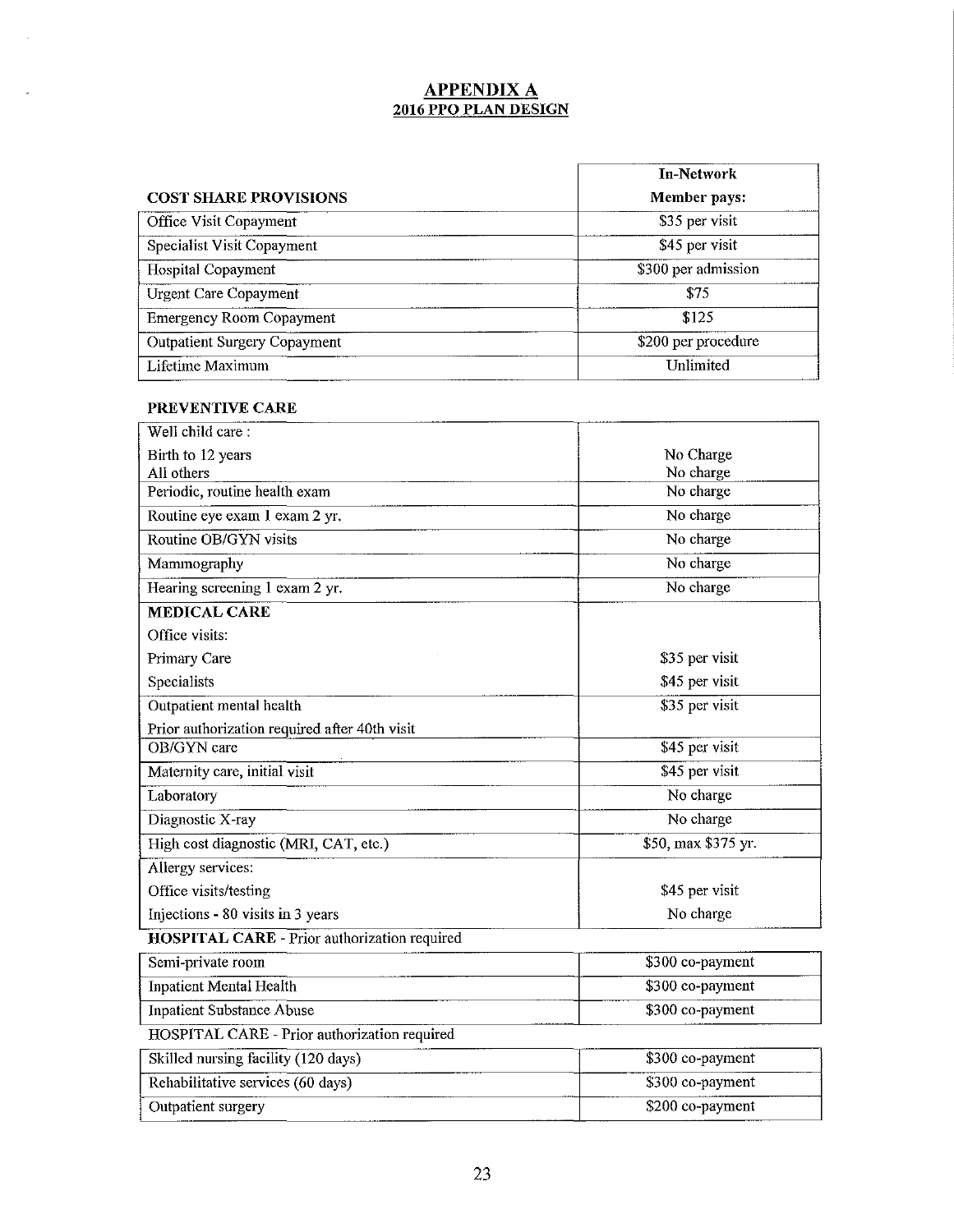# APPENDIX A

## 2016 PPO PLAN DESIGN

| COST SHARE PROVISIONS | In-Network<br>Member pays: |
|---|---|
| Office Visit Copayment | $35 per visit |
| Specialist Visit Copayment | $45 per visit |
| Hospital Copayment | $300 per admission |
| Urgent Care Copayment | $75 |
| Emergency Room Copayment | $125 |
| Outpatient Surgery Copayment | $200 per procedure |
| Lifetime Maximum | Unlimited |

**PREVENTIVE CARE**

| | |
|---|---|
| Well child care :<br>Birth to 12 years<br>All others | <br>No Charge<br>No charge |
| Periodic, routine health exam | No charge |
| Routine eye exam 1 exam 2 yr. | No charge |
| Routine OB/GYN visits | No charge |
| Mammography | No charge |
| Hearing screening 1 exam 2 yr. | No charge |
| **MEDICAL CARE** | |
| Office visits:<br>Primary Care<br>Specialists | <br>$35 per visit<br>$45 per visit |
| Outpatient mental health<br>Prior authorization required after 40th visit | $35 per visit |
| OB/GYN care | $45 per visit |
| Maternity care, initial visit | $45 per visit |
| Laboratory | No charge |
| Diagnostic X-ray | No charge |
| High cost diagnostic (MRI, CAT, etc.) | $50, max $375 yr. |
| Allergy services:<br>Office visits/testing<br>Injections - 80 visits in 3 years | <br>$45 per visit<br>No charge |

**HOSPITAL CARE** - Prior authorization required

| | |
|---|---|
| Semi-private room | $300 co-payment |
| Inpatient Mental Health | $300 co-payment |
| Inpatient Substance Abuse | $300 co-payment |

HOSPITAL CARE - Prior authorization required

| | |
|---|---|
| Skilled nursing facility (120 days) | $300 co-payment |
| Rehabilitative services (60 days) | $300 co-payment |
| Outpatient surgery | $200 co-payment |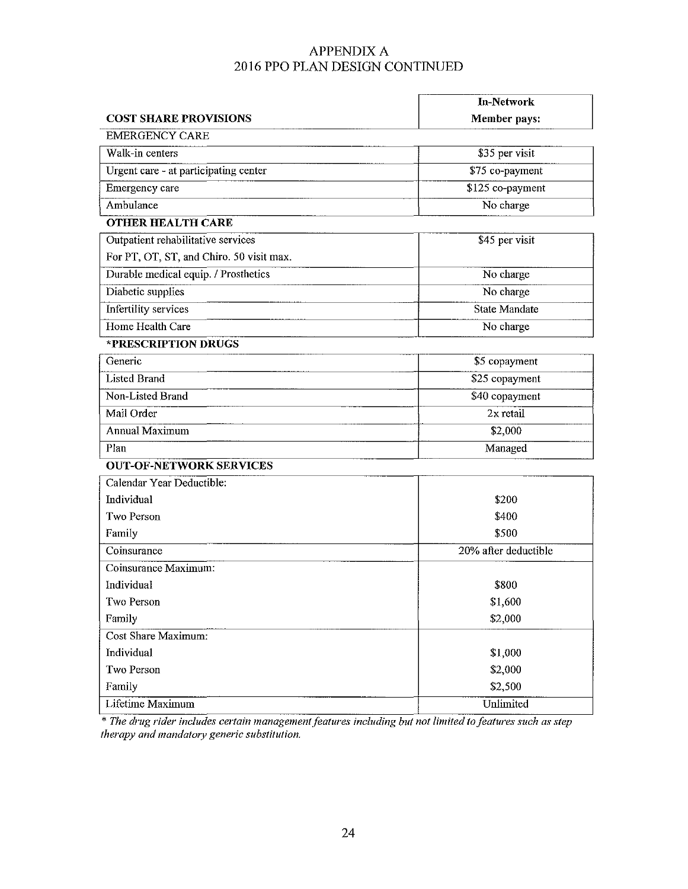# APPENDIX A
## 2016 PPO PLAN DESIGN CONTINUED

| COST SHARE PROVISIONS | In-Network<br>Member pays: |
|---|---|
| **EMERGENCY CARE** | |
| Walk-in centers | $35 per visit |
| Urgent care - at participating center | $75 co-payment |
| Emergency care | $125 co-payment |
| Ambulance | No charge |
| **OTHER HEALTH CARE** | |
| Outpatient rehabilitative services<br>For PT, OT, ST, and Chiro. 50 visit max. | $45 per visit |
| Durable medical equip. / Prosthetics | No charge |
| Diabetic supplies | No charge |
| Infertility services | State Mandate |
| Home Health Care | No charge |
| **\*PRESCRIPTION DRUGS** | |
| Generic | $5 copayment |
| Listed Brand | $25 copayment |
| Non-Listed Brand | $40 copayment |
| Mail Order | 2x retail |
| Annual Maximum | $2,000 |
| Plan | Managed |
| **OUT-OF-NETWORK SERVICES** | |
| Calendar Year Deductible:<br>Individual<br>Two Person<br>Family | <br>$200<br>$400<br>$500 |
| Coinsurance | 20% after deductible |
| Coinsurance Maximum:<br>Individual<br>Two Person<br>Family | <br>$800<br>$1,600<br>$2,000 |
| Cost Share Maximum:<br>Individual<br>Two Person<br>Family | <br>$1,000<br>$2,000<br>$2,500 |
| Lifetime Maximum | Unlimited |

*\* The drug rider includes certain management features including but not limited to features such as step therapy and mandatory generic substitution.*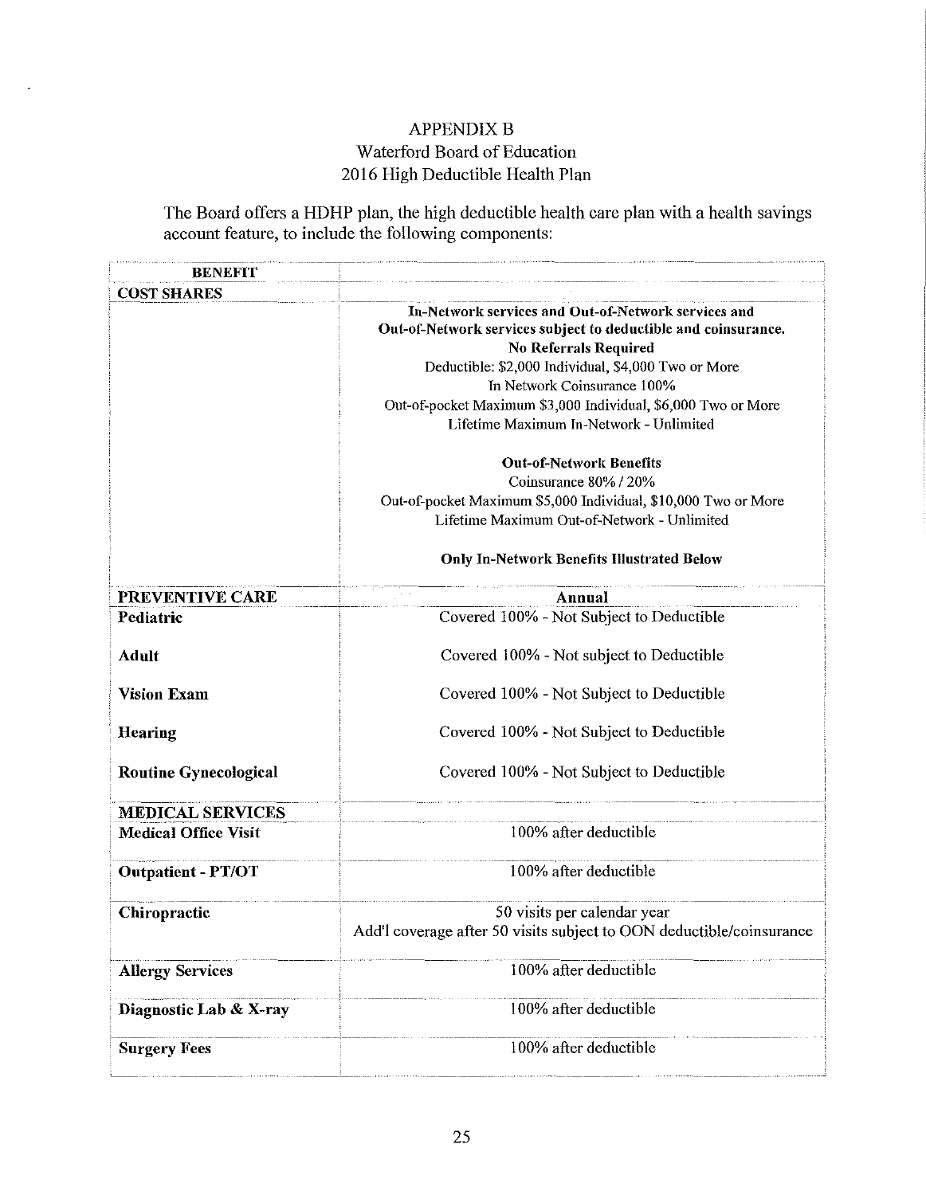# APPENDIX B
## Waterford Board of Education
## 2016 High Deductible Health Plan

The Board offers a HDHP plan, the high deductible health care plan with a health savings account feature, to include the following components:

| **BENEFIT** | |
|---|---|
| **COST SHARES** | |
| | **In-Network services and Out-of-Network services and Out-of-Network services subject to deductible and coinsurance.**<br>**No Referrals Required**<br>Deductible: $2,000 Individual, $4,000 Two or More<br>In Network Coinsurance 100%<br>Out-of-pocket Maximum $3,000 Individual, $6,000 Two or More<br>Lifetime Maximum In-Network - Unlimited<br><br>**Out-of-Network Benefits**<br>Coinsurance 80% / 20%<br>Out-of-pocket Maximum $5,000 Individual, $10,000 Two or More<br>Lifetime Maximum Out-of-Network - Unlimited<br><br>**Only In-Network Benefits Illustrated Below** |
| **PREVENTIVE CARE** | **Annual** |
| **Pediatric** | Covered 100% - Not Subject to Deductible |
| **Adult** | Covered 100% - Not subject to Deductible |
| **Vision Exam** | Covered 100% - Not Subject to Deductible |
| **Hearing** | Covered 100% - Not Subject to Deductible |
| **Routine Gynecological** | Covered 100% - Not Subject to Deductible |
| **MEDICAL SERVICES** | |
| **Medical Office Visit** | 100% after deductible |
| **Outpatient - PT/OT** | 100% after deductible |
| **Chiropractic** | 50 visits per calendar year<br>Add'l coverage after 50 visits subject to OON deductible/coinsurance |
| **Allergy Services** | 100% after deductible |
| **Diagnostic Lab & X-ray** | 100% after deductible |
| **Surgery Fees** | 100% after deductible |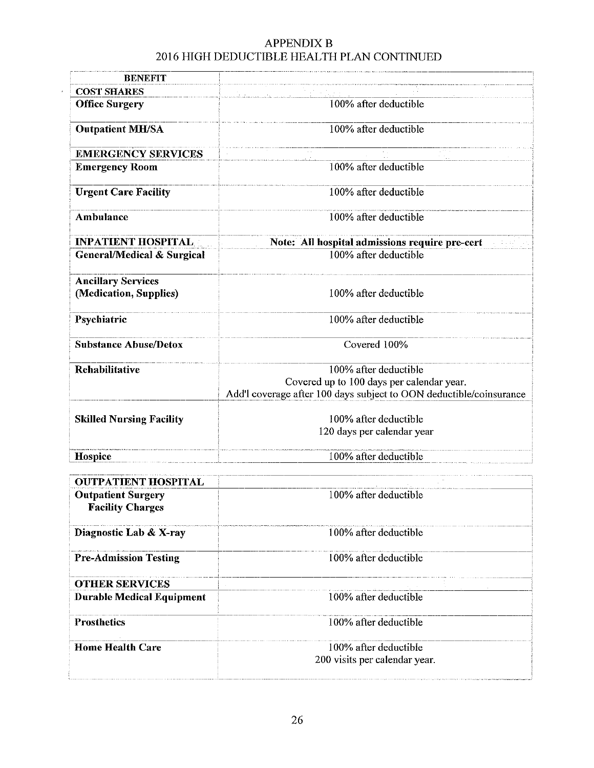# APPENDIX B
## 2016 HIGH DEDUCTIBLE HEALTH PLAN CONTINUED

| BENEFIT | |
|---|---|
| **COST SHARES** | |
| **Office Surgery** | 100% after deductible |
| **Outpatient MH/SA** | 100% after deductible |
| **EMERGENCY SERVICES** | |
| **Emergency Room** | 100% after deductible |
| **Urgent Care Facility** | 100% after deductible |
| **Ambulance** | 100% after deductible |
| **INPATIENT HOSPITAL** | **Note: All hospital admissions require pre-cert** |
| **General/Medical & Surgical** | 100% after deductible |
| **Ancillary Services (Medication, Supplies)** | 100% after deductible |
| **Psychiatric** | 100% after deductible |
| **Substance Abuse/Detox** | Covered 100% |
| **Rehabilitative** | 100% after deductible<br>Covered up to 100 days per calendar year.<br>Add'l coverage after 100 days subject to OON deductible/coinsurance |
| **Skilled Nursing Facility** | 100% after deductible<br>120 days per calendar year |
| **Hospice** | 100% after deductible |

| | |
|---|---|
| **OUTPATIENT HOSPITAL** | |
| **Outpatient Surgery Facility Charges** | 100% after deductible |
| **Diagnostic Lab & X-ray** | 100% after deductible |
| **Pre-Admission Testing** | 100% after deductible |
| **OTHER SERVICES** | |
| **Durable Medical Equipment** | 100% after deductible |
| **Prosthetics** | 100% after deductible |
| **Home Health Care** | 100% after deductible<br>200 visits per calendar year. |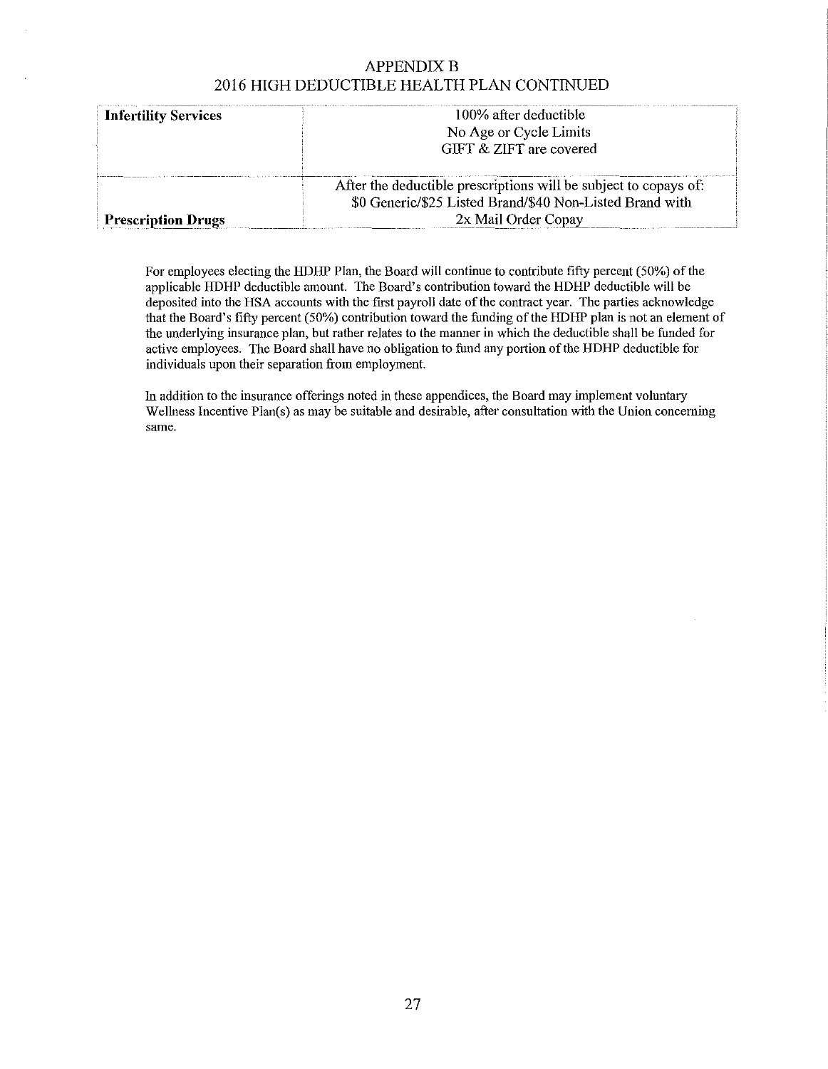# APPENDIX B
## 2016 HIGH DEDUCTIBLE HEALTH PLAN CONTINUED

| | |
|---|---|
| **Infertility Services** | 100% after deductible<br>No Age or Cycle Limits<br>GIFT & ZIFT are covered |
| **Prescription Drugs** | After the deductible prescriptions will be subject to copays of:<br>$0 Generic/$25 Listed Brand/$40 Non-Listed Brand with<br>2x Mail Order Copay |

For employees electing the HDHP Plan, the Board will continue to contribute fifty percent (50%) of the applicable HDHP deductible amount. The Board's contribution toward the HDHP deductible will be deposited into the HSA accounts with the first payroll date of the contract year. The parties acknowledge that the Board's fifty percent (50%) contribution toward the funding of the HDHP plan is not an element of the underlying insurance plan, but rather relates to the manner in which the deductible shall be funded for active employees. The Board shall have no obligation to fund any portion of the HDHP deductible for individuals upon their separation from employment.

In addition to the insurance offerings noted in these appendices, the Board may implement voluntary Wellness Incentive Plan(s) as may be suitable and desirable, after consultation with the Union concerning same.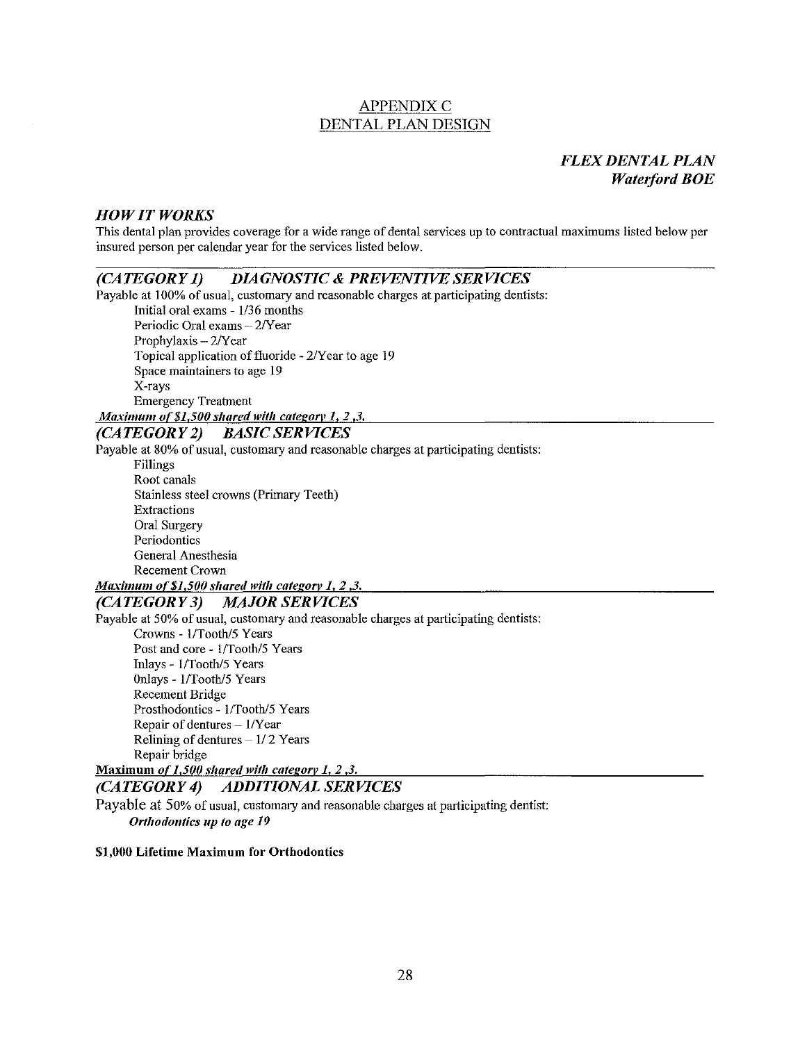# APPENDIX C
# DENTAL PLAN DESIGN

## *FLEX DENTAL PLAN*
## *Waterford BOE*

### *HOW IT WORKS*

This dental plan provides coverage for a wide range of dental services up to contractual maximums listed below per insured person per calendar year for the services listed below.

### *(CATEGORY 1) DIAGNOSTIC & PREVENTIVE SERVICES*

Payable at 100% of usual, customary and reasonable charges at participating dentists:

- Initial oral exams - 1/36 months
- Periodic Oral exams – 2/Year
- Prophylaxis – 2/Year
- Topical application of fluoride - 2/Year to age 19
- Space maintainers to age 19
- X-rays
- Emergency Treatment

***Maximum of $1,500 shared with category 1, 2 ,3.***

### *(CATEGORY 2) BASIC SERVICES*

Payable at 80% of usual, customary and reasonable charges at participating dentists:

- Fillings
- Root canals
- Stainless steel crowns (Primary Teeth)
- Extractions
- Oral Surgery
- Periodontics
- General Anesthesia
- Recement Crown

***Maximum of $1,500 shared with category 1, 2 ,3.***

### *(CATEGORY 3) MAJOR SERVICES*

Payable at 50% of usual, customary and reasonable charges at participating dentists:

- Crowns - 1/Tooth/5 Years
- Post and core - 1/Tooth/5 Years
- Inlays - 1/Tooth/5 Years
- Onlays - 1/Tooth/5 Years
- Recement Bridge
- Prosthodontics - 1/Tooth/5 Years
- Repair of dentures – 1/Year
- Relining of dentures – 1/ 2 Years
- Repair bridge

**Maximum *of 1,500 shared with category 1, 2 ,3.***

### *(CATEGORY 4) ADDITIONAL SERVICES*

Payable at 50% of usual, customary and reasonable charges at participating dentist:

***Orthodontics up to age 19***

**$1,000 Lifetime Maximum for Orthodontics**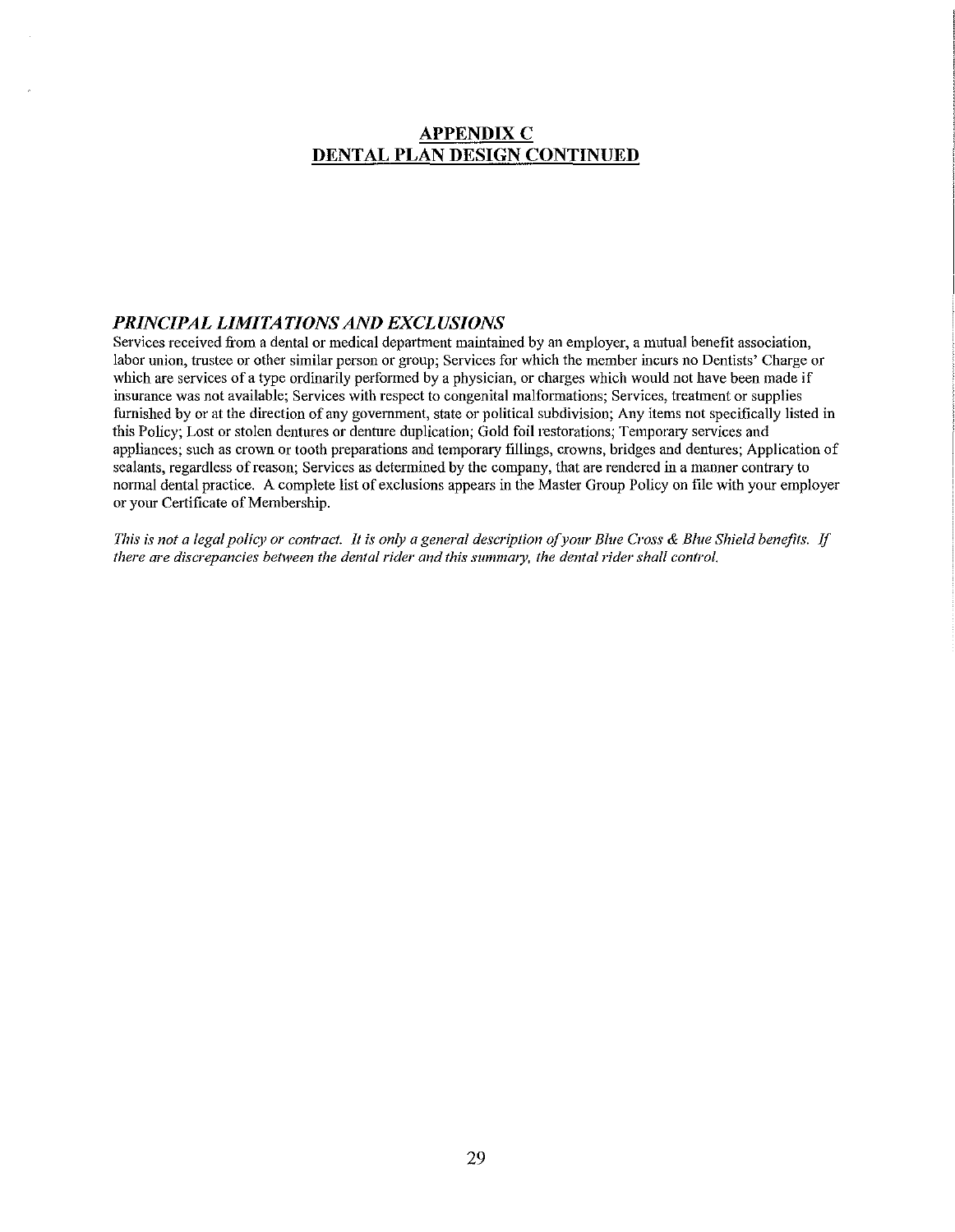# APPENDIX C
# DENTAL PLAN DESIGN CONTINUED

### *PRINCIPAL LIMITATIONS AND EXCLUSIONS*

Services received from a dental or medical department maintained by an employer, a mutual benefit association, labor union, trustee or other similar person or group; Services for which the member incurs no Dentists' Charge or which are services of a type ordinarily performed by a physician, or charges which would not have been made if insurance was not available; Services with respect to congenital malformations; Services, treatment or supplies furnished by or at the direction of any government, state or political subdivision; Any items not specifically listed in this Policy; Lost or stolen dentures or denture duplication; Gold foil restorations; Temporary services and appliances; such as crown or tooth preparations and temporary fillings, crowns, bridges and dentures; Application of sealants, regardless of reason; Services as determined by the company, that are rendered in a manner contrary to normal dental practice. A complete list of exclusions appears in the Master Group Policy on file with your employer or your Certificate of Membership.

*This is not a legal policy or contract. It is only a general description of your Blue Cross & Blue Shield benefits. If there are discrepancies between the dental rider and this summary, the dental rider shall control.*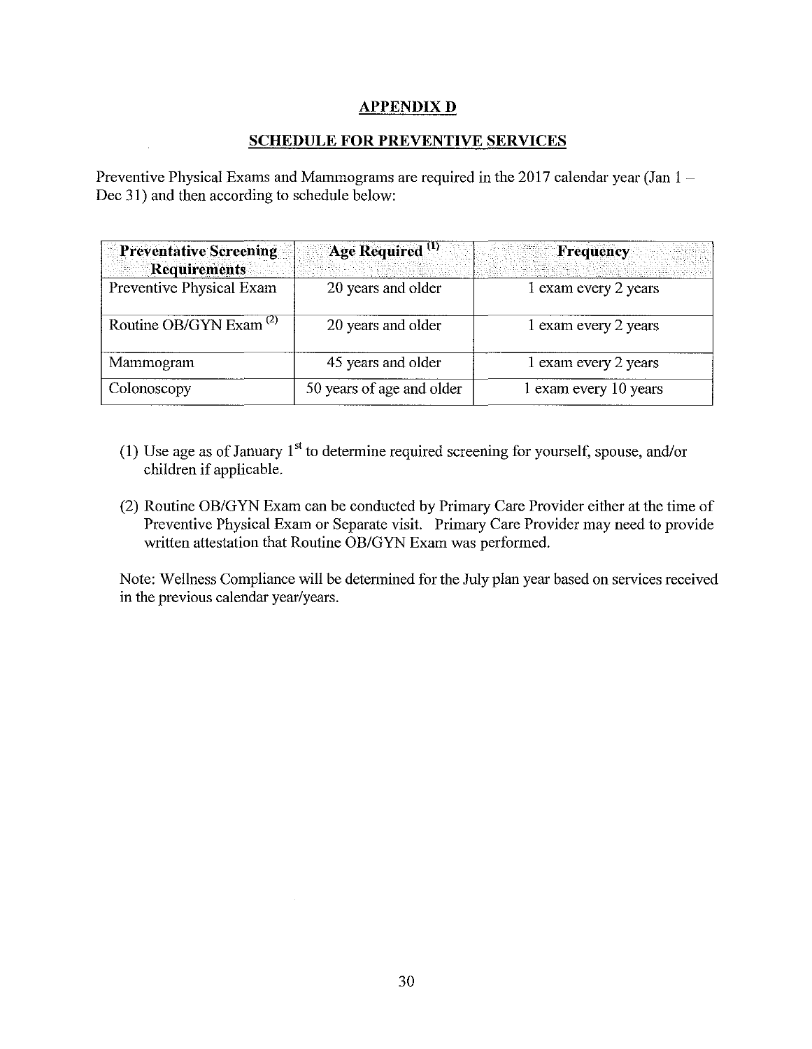## APPENDIX D

## SCHEDULE FOR PREVENTIVE SERVICES

Preventive Physical Exams and Mammograms are required in the 2017 calendar year (Jan 1 – Dec 31) and then according to schedule below:

| Preventative Screening Requirements | Age Required [1] | Frequency |
|---|---|---|
| Preventive Physical Exam | 20 years and older | 1 exam every 2 years |
| Routine OB/GYN Exam [2] | 20 years and older | 1 exam every 2 years |
| Mammogram | 45 years and older | 1 exam every 2 years |
| Colonoscopy | 50 years of age and older | 1 exam every 10 years |

(1) Use age as of January 1st to determine required screening for yourself, spouse, and/or children if applicable.

(2) Routine OB/GYN Exam can be conducted by Primary Care Provider either at the time of Preventive Physical Exam or Separate visit. Primary Care Provider may need to provide written attestation that Routine OB/GYN Exam was performed.

Note: Wellness Compliance will be determined for the July plan year based on services received in the previous calendar year/years.